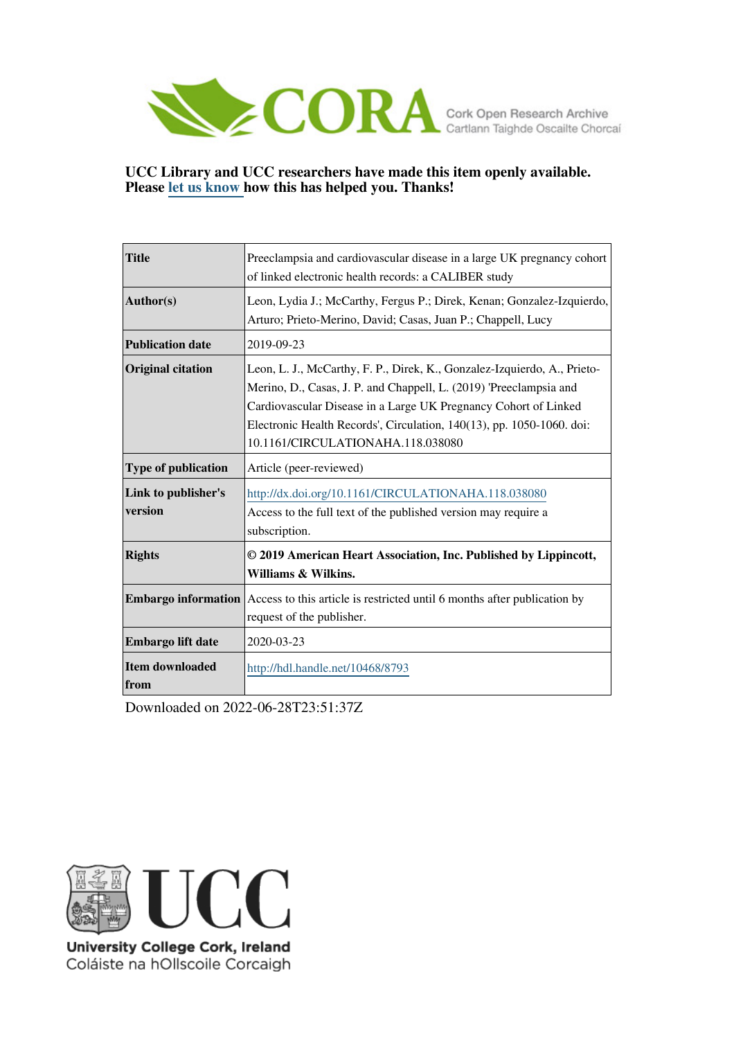CORA Cork Open Research Archive
Cartlann Taighde Oscailte Chorcaí

**UCC Library and UCC researchers have made this item openly available. Please let us know how this has helped you. Thanks!**

| | |
|---|---|
| **Title** | Preeclampsia and cardiovascular disease in a large UK pregnancy cohort of linked electronic health records: a CALIBER study |
| **Author(s)** | Leon, Lydia J.; McCarthy, Fergus P.; Direk, Kenan; Gonzalez-Izquierdo, Arturo; Prieto-Merino, David; Casas, Juan P.; Chappell, Lucy |
| **Publication date** | 2019-09-23 |
| **Original citation** | Leon, L. J., McCarthy, F. P., Direk, K., Gonzalez-Izquierdo, A., Prieto-Merino, D., Casas, J. P. and Chappell, L. (2019) 'Preeclampsia and Cardiovascular Disease in a Large UK Pregnancy Cohort of Linked Electronic Health Records', Circulation, 140(13), pp. 1050-1060. doi: 10.1161/CIRCULATIONAHA.118.038080 |
| **Type of publication** | Article (peer-reviewed) |
| **Link to publisher's version** | http://dx.doi.org/10.1161/CIRCULATIONAHA.118.038080 Access to the full text of the published version may require a subscription. |
| **Rights** | **© 2019 American Heart Association, Inc. Published by Lippincott, Williams & Wilkins.** |
| **Embargo information** | Access to this article is restricted until 6 months after publication by request of the publisher. |
| **Embargo lift date** | 2020-03-23 |
| **Item downloaded from** | http://hdl.handle.net/10468/8793 |

Downloaded on 2022-06-28T23:51:37Z

UCC
University College Cork, Ireland
Coláiste na hOllscoile Corcaigh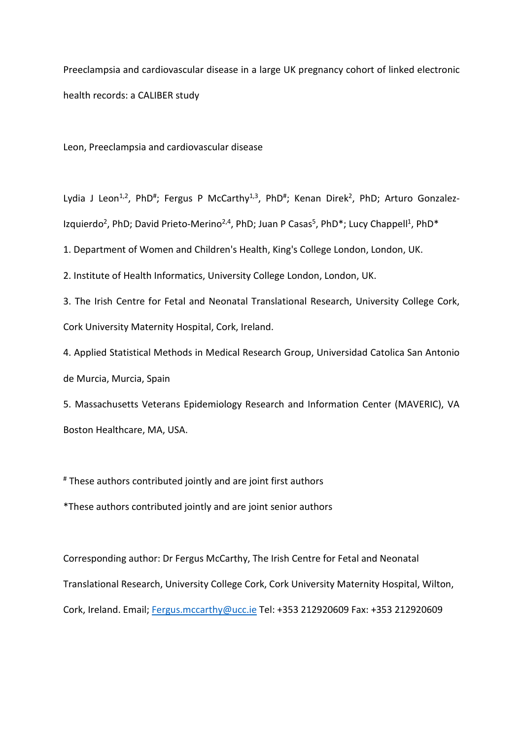Preeclampsia and cardiovascular disease in a large UK pregnancy cohort of linked electronic health records: a CALIBER study

Leon, Preeclampsia and cardiovascular disease

Lydia J Leon[1,2], PhD[#]; Fergus P McCarthy[1,3], PhD[#]; Kenan Direk[2], PhD; Arturo Gonzalez-Izquierdo[2], PhD; David Prieto-Merino[2,4], PhD; Juan P Casas[5], PhD*; Lucy Chappell[1], PhD*

1. Department of Women and Children's Health, King's College London, London, UK.
2. Institute of Health Informatics, University College London, London, UK.
3. The Irish Centre for Fetal and Neonatal Translational Research, University College Cork, Cork University Maternity Hospital, Cork, Ireland.
4. Applied Statistical Methods in Medical Research Group, Universidad Catolica San Antonio de Murcia, Murcia, Spain
5. Massachusetts Veterans Epidemiology Research and Information Center (MAVERIC), VA Boston Healthcare, MA, USA.

[#] These authors contributed jointly and are joint first authors

*These authors contributed jointly and are joint senior authors

Corresponding author: Dr Fergus McCarthy, The Irish Centre for Fetal and Neonatal Translational Research, University College Cork, Cork University Maternity Hospital, Wilton, Cork, Ireland. Email; Fergus.mccarthy@ucc.ie Tel: +353 212920609 Fax: +353 212920609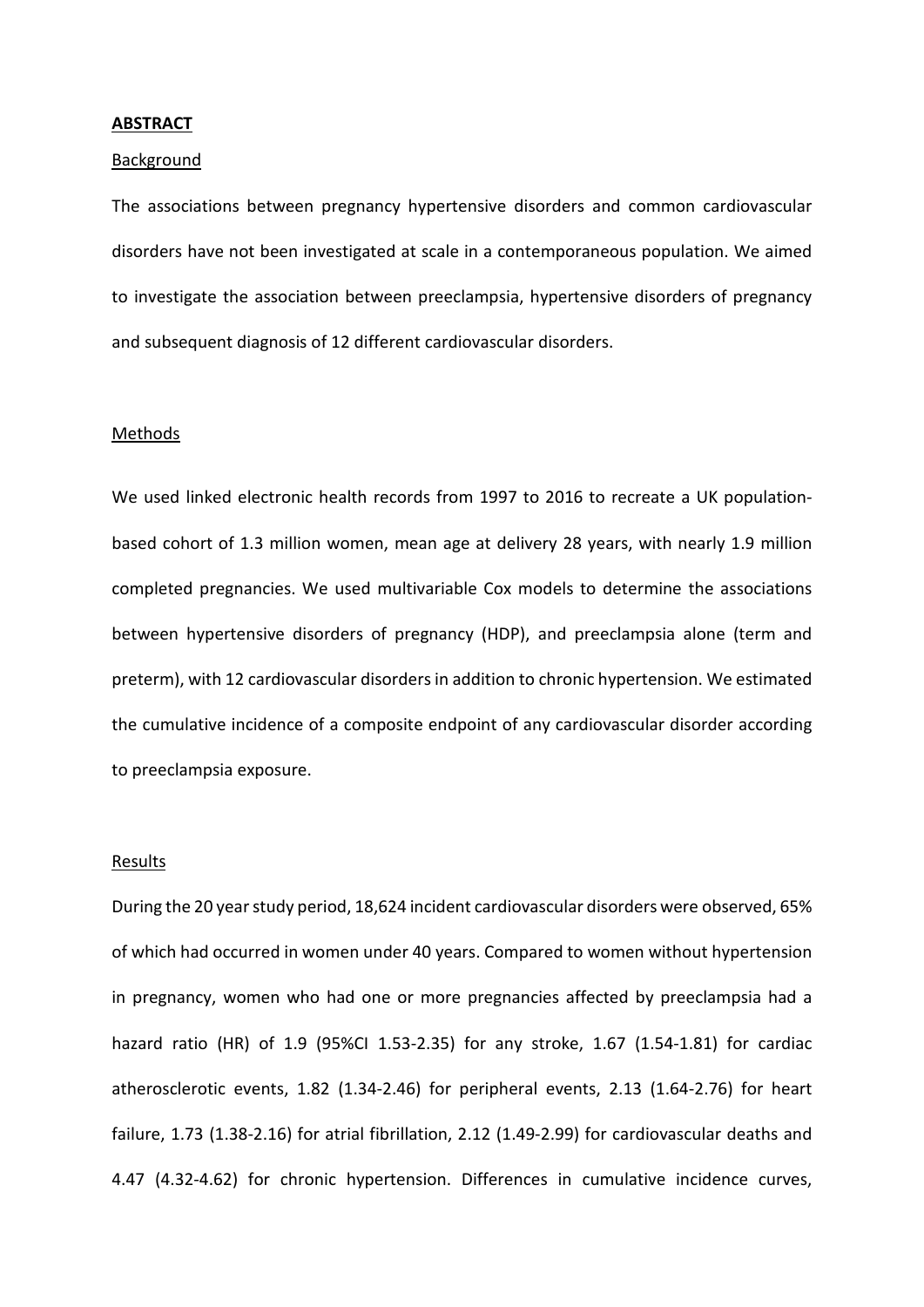## ABSTRACT

### Background

The associations between pregnancy hypertensive disorders and common cardiovascular disorders have not been investigated at scale in a contemporaneous population. We aimed to investigate the association between preeclampsia, hypertensive disorders of pregnancy and subsequent diagnosis of 12 different cardiovascular disorders.

### Methods

We used linked electronic health records from 1997 to 2016 to recreate a UK population-based cohort of 1.3 million women, mean age at delivery 28 years, with nearly 1.9 million completed pregnancies. We used multivariable Cox models to determine the associations between hypertensive disorders of pregnancy (HDP), and preeclampsia alone (term and preterm), with 12 cardiovascular disorders in addition to chronic hypertension. We estimated the cumulative incidence of a composite endpoint of any cardiovascular disorder according to preeclampsia exposure.

### Results

During the 20 year study period, 18,624 incident cardiovascular disorders were observed, 65% of which had occurred in women under 40 years. Compared to women without hypertension in pregnancy, women who had one or more pregnancies affected by preeclampsia had a hazard ratio (HR) of 1.9 (95%CI 1.53-2.35) for any stroke, 1.67 (1.54-1.81) for cardiac atherosclerotic events, 1.82 (1.34-2.46) for peripheral events, 2.13 (1.64-2.76) for heart failure, 1.73 (1.38-2.16) for atrial fibrillation, 2.12 (1.49-2.99) for cardiovascular deaths and 4.47 (4.32-4.62) for chronic hypertension. Differences in cumulative incidence curves,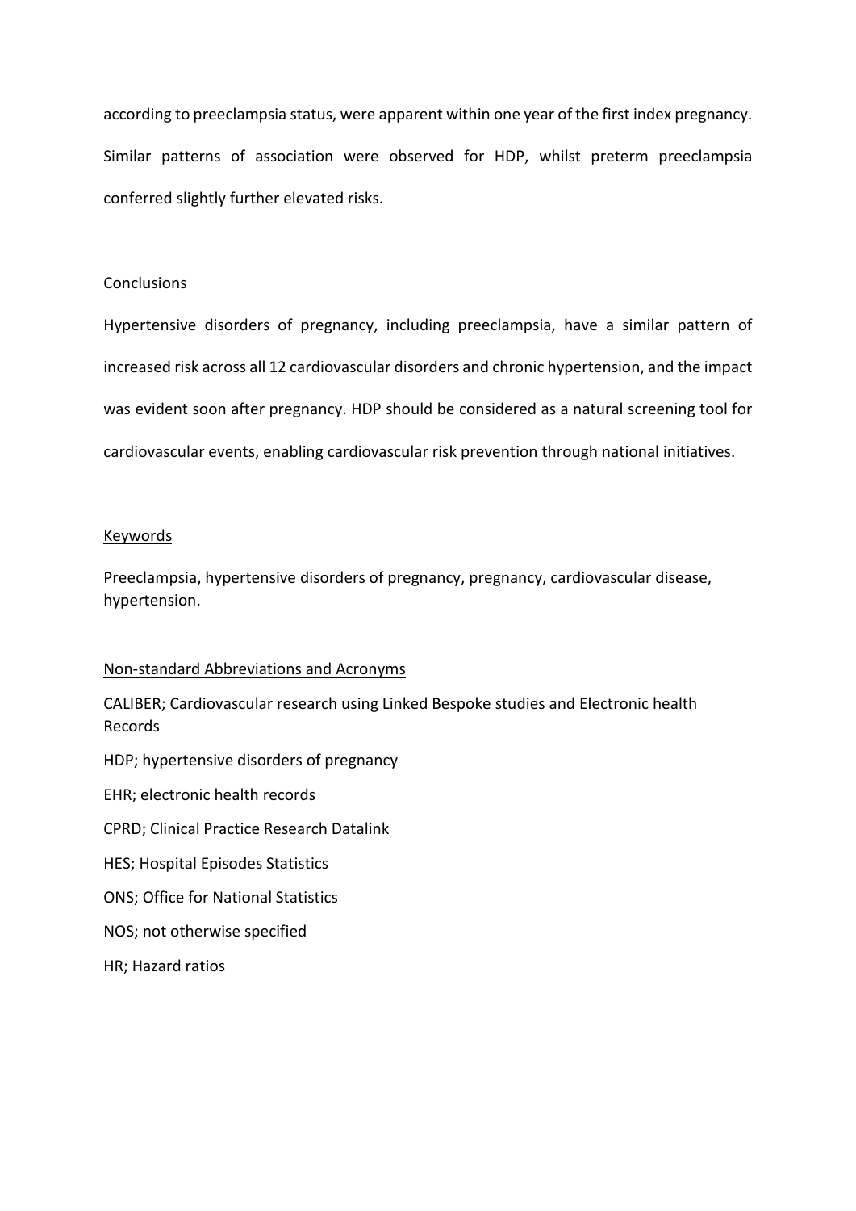according to preeclampsia status, were apparent within one year of the first index pregnancy. Similar patterns of association were observed for HDP, whilst preterm preeclampsia conferred slightly further elevated risks.

## Conclusions

Hypertensive disorders of pregnancy, including preeclampsia, have a similar pattern of increased risk across all 12 cardiovascular disorders and chronic hypertension, and the impact was evident soon after pregnancy. HDP should be considered as a natural screening tool for cardiovascular events, enabling cardiovascular risk prevention through national initiatives.

## Keywords

Preeclampsia, hypertensive disorders of pregnancy, pregnancy, cardiovascular disease, hypertension.

## Non-standard Abbreviations and Acronyms

CALIBER; Cardiovascular research using Linked Bespoke studies and Electronic health Records

HDP; hypertensive disorders of pregnancy

EHR; electronic health records

CPRD; Clinical Practice Research Datalink

HES; Hospital Episodes Statistics

ONS; Office for National Statistics

NOS; not otherwise specified

HR; Hazard ratios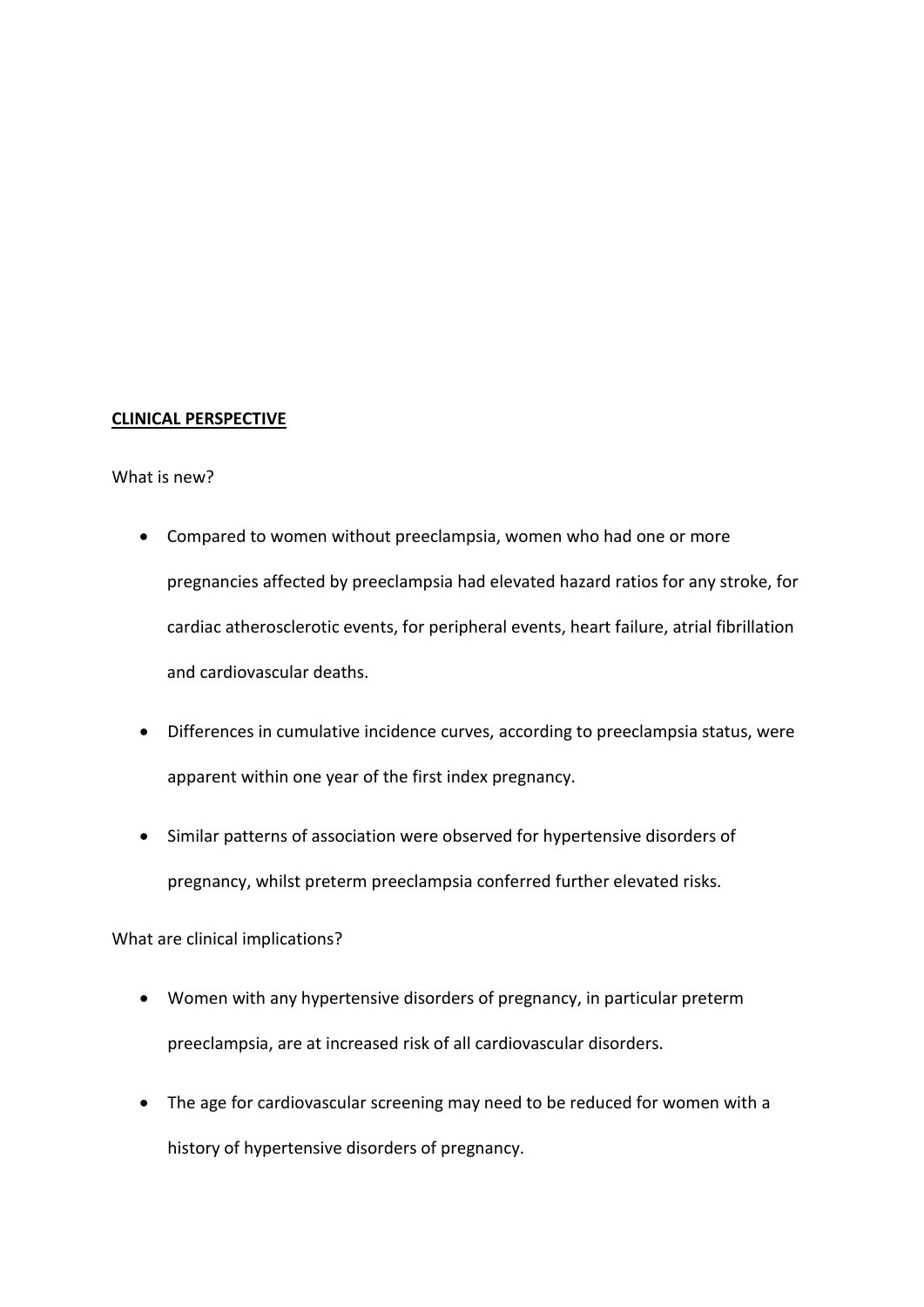## **CLINICAL PERSPECTIVE**

What is new?

- Compared to women without preeclampsia, women who had one or more pregnancies affected by preeclampsia had elevated hazard ratios for any stroke, for cardiac atherosclerotic events, for peripheral events, heart failure, atrial fibrillation and cardiovascular deaths.
- Differences in cumulative incidence curves, according to preeclampsia status, were apparent within one year of the first index pregnancy.
- Similar patterns of association were observed for hypertensive disorders of pregnancy, whilst preterm preeclampsia conferred further elevated risks.

What are clinical implications?

- Women with any hypertensive disorders of pregnancy, in particular preterm preeclampsia, are at increased risk of all cardiovascular disorders.
- The age for cardiovascular screening may need to be reduced for women with a history of hypertensive disorders of pregnancy.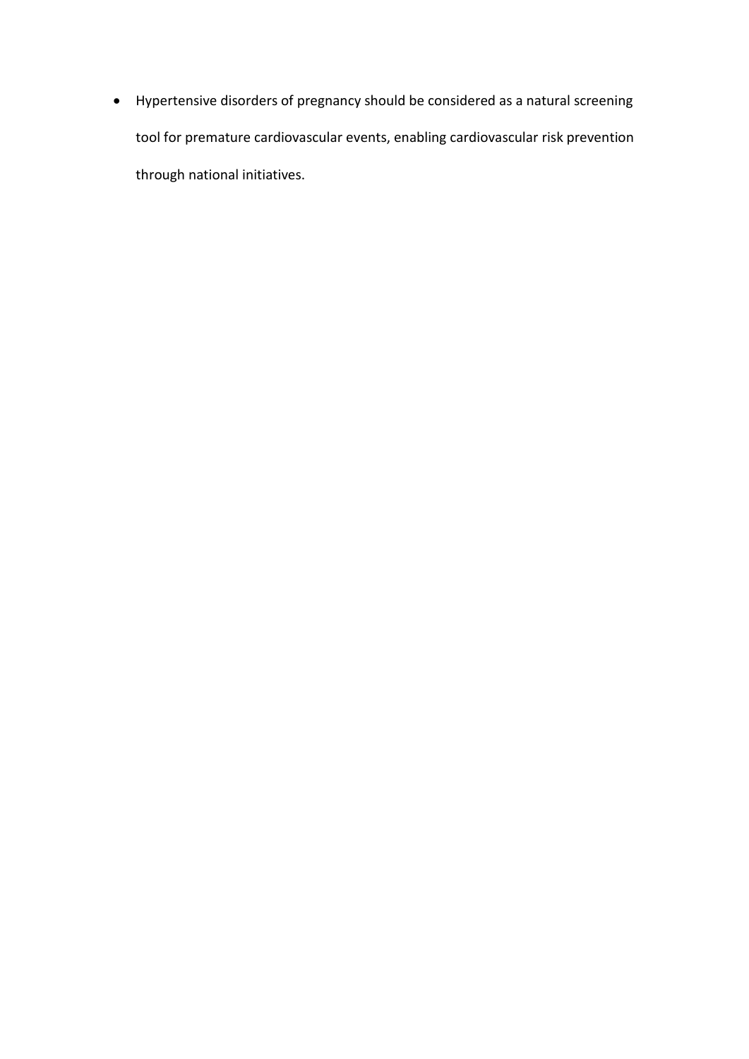- Hypertensive disorders of pregnancy should be considered as a natural screening tool for premature cardiovascular events, enabling cardiovascular risk prevention through national initiatives.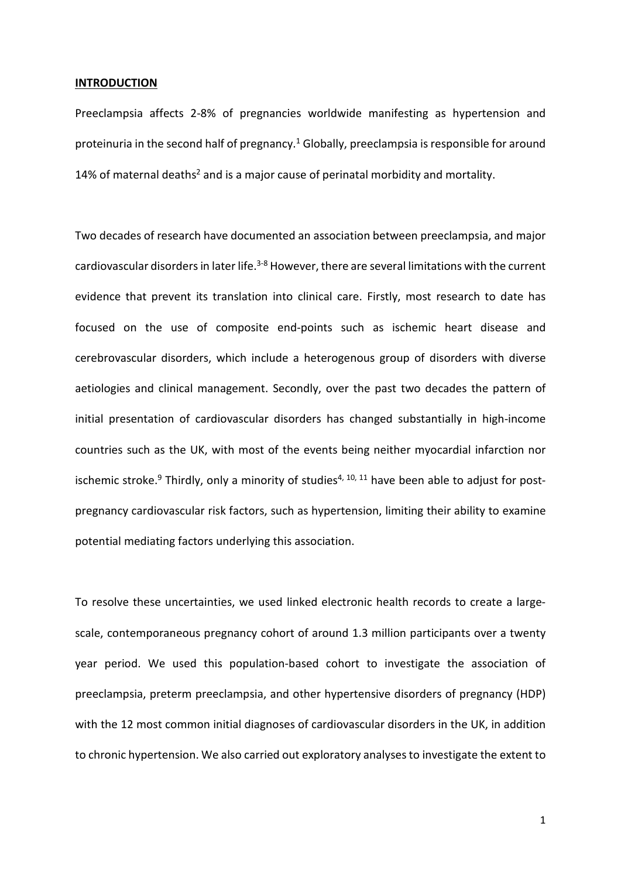## INTRODUCTION

Preeclampsia affects 2-8% of pregnancies worldwide manifesting as hypertension and proteinuria in the second half of pregnancy.[1] Globally, preeclampsia is responsible for around 14% of maternal deaths[2] and is a major cause of perinatal morbidity and mortality.

Two decades of research have documented an association between preeclampsia, and major cardiovascular disorders in later life.[3-8] However, there are several limitations with the current evidence that prevent its translation into clinical care. Firstly, most research to date has focused on the use of composite end-points such as ischemic heart disease and cerebrovascular disorders, which include a heterogenous group of disorders with diverse aetiologies and clinical management. Secondly, over the past two decades the pattern of initial presentation of cardiovascular disorders has changed substantially in high-income countries such as the UK, with most of the events being neither myocardial infarction nor ischemic stroke.[9] Thirdly, only a minority of studies[4, 10, 11] have been able to adjust for post-pregnancy cardiovascular risk factors, such as hypertension, limiting their ability to examine potential mediating factors underlying this association.

To resolve these uncertainties, we used linked electronic health records to create a large-scale, contemporaneous pregnancy cohort of around 1.3 million participants over a twenty year period. We used this population-based cohort to investigate the association of preeclampsia, preterm preeclampsia, and other hypertensive disorders of pregnancy (HDP) with the 12 most common initial diagnoses of cardiovascular disorders in the UK, in addition to chronic hypertension. We also carried out exploratory analyses to investigate the extent to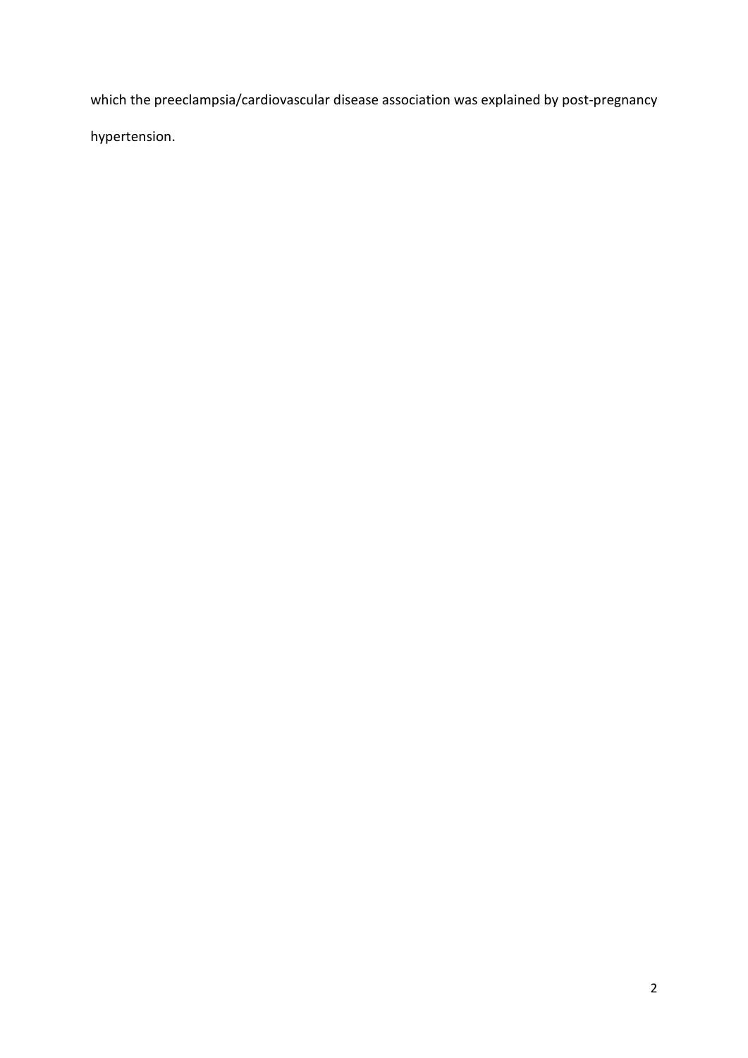which the preeclampsia/cardiovascular disease association was explained by post-pregnancy hypertension.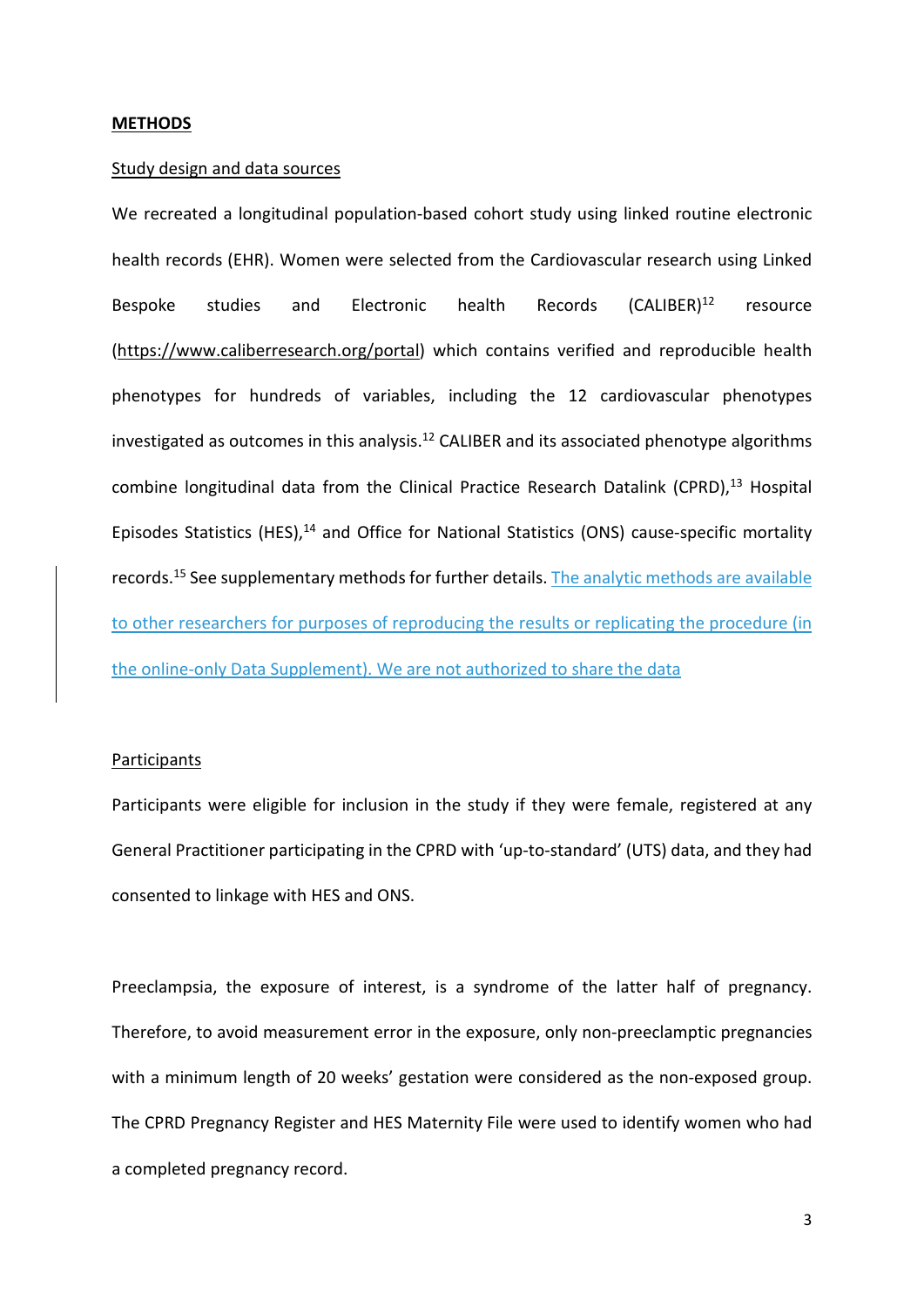**METHODS**

Study design and data sources

We recreated a longitudinal population-based cohort study using linked routine electronic health records (EHR). Women were selected from the Cardiovascular research using Linked Bespoke studies and Electronic health Records (CALIBER)[12] resource (https://www.caliberresearch.org/portal) which contains verified and reproducible health phenotypes for hundreds of variables, including the 12 cardiovascular phenotypes investigated as outcomes in this analysis.[12] CALIBER and its associated phenotype algorithms combine longitudinal data from the Clinical Practice Research Datalink (CPRD),[13] Hospital Episodes Statistics (HES),[14] and Office for National Statistics (ONS) cause-specific mortality records.[15] See supplementary methods for further details. The analytic methods are available to other researchers for purposes of reproducing the results or replicating the procedure (in the online-only Data Supplement). We are not authorized to share the data

Participants

Participants were eligible for inclusion in the study if they were female, registered at any General Practitioner participating in the CPRD with 'up-to-standard' (UTS) data, and they had consented to linkage with HES and ONS.

Preeclampsia, the exposure of interest, is a syndrome of the latter half of pregnancy. Therefore, to avoid measurement error in the exposure, only non-preeclamptic pregnancies with a minimum length of 20 weeks' gestation were considered as the non-exposed group. The CPRD Pregnancy Register and HES Maternity File were used to identify women who had a completed pregnancy record.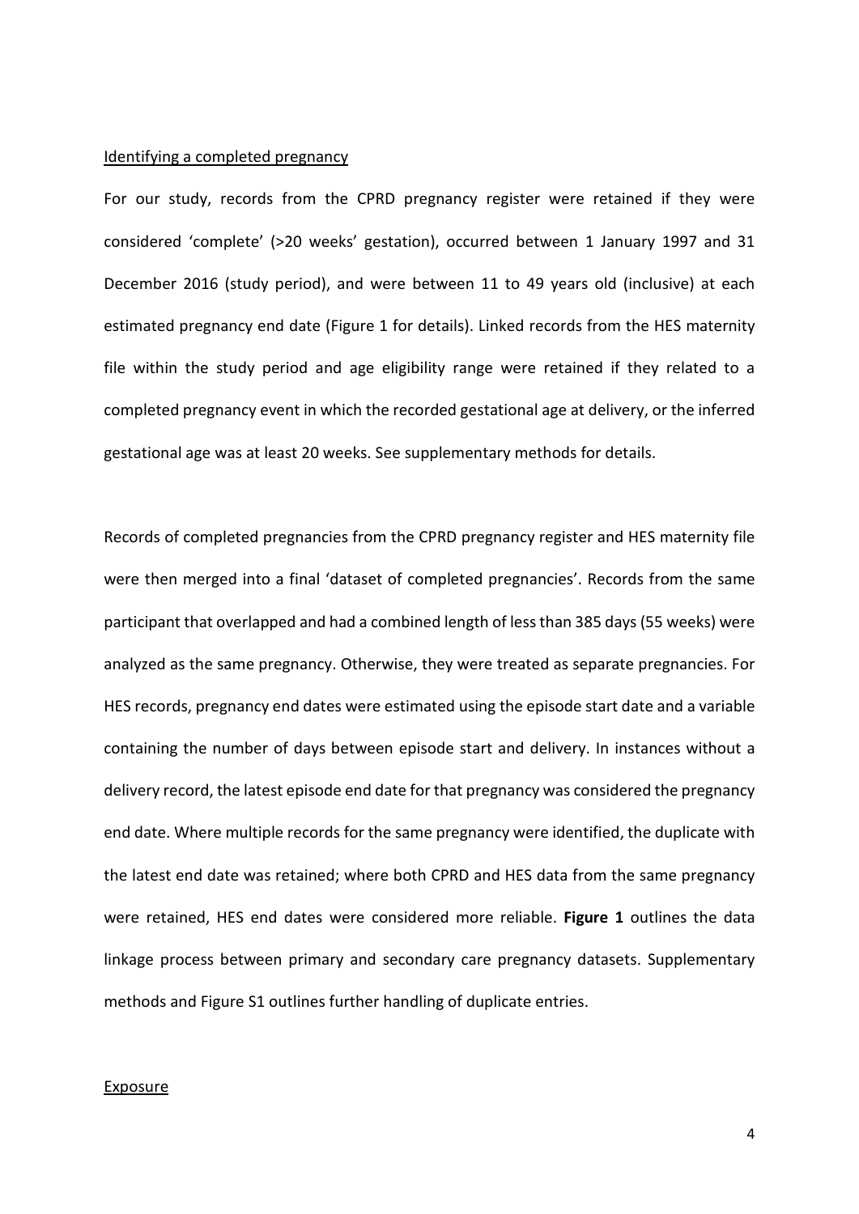Identifying a completed pregnancy

For our study, records from the CPRD pregnancy register were retained if they were considered 'complete' (>20 weeks' gestation), occurred between 1 January 1997 and 31 December 2016 (study period), and were between 11 to 49 years old (inclusive) at each estimated pregnancy end date (Figure 1 for details). Linked records from the HES maternity file within the study period and age eligibility range were retained if they related to a completed pregnancy event in which the recorded gestational age at delivery, or the inferred gestational age was at least 20 weeks. See supplementary methods for details.

Records of completed pregnancies from the CPRD pregnancy register and HES maternity file were then merged into a final 'dataset of completed pregnancies'. Records from the same participant that overlapped and had a combined length of less than 385 days (55 weeks) were analyzed as the same pregnancy. Otherwise, they were treated as separate pregnancies. For HES records, pregnancy end dates were estimated using the episode start date and a variable containing the number of days between episode start and delivery. In instances without a delivery record, the latest episode end date for that pregnancy was considered the pregnancy end date. Where multiple records for the same pregnancy were identified, the duplicate with the latest end date was retained; where both CPRD and HES data from the same pregnancy were retained, HES end dates were considered more reliable. **Figure 1** outlines the data linkage process between primary and secondary care pregnancy datasets. Supplementary methods and Figure S1 outlines further handling of duplicate entries.

Exposure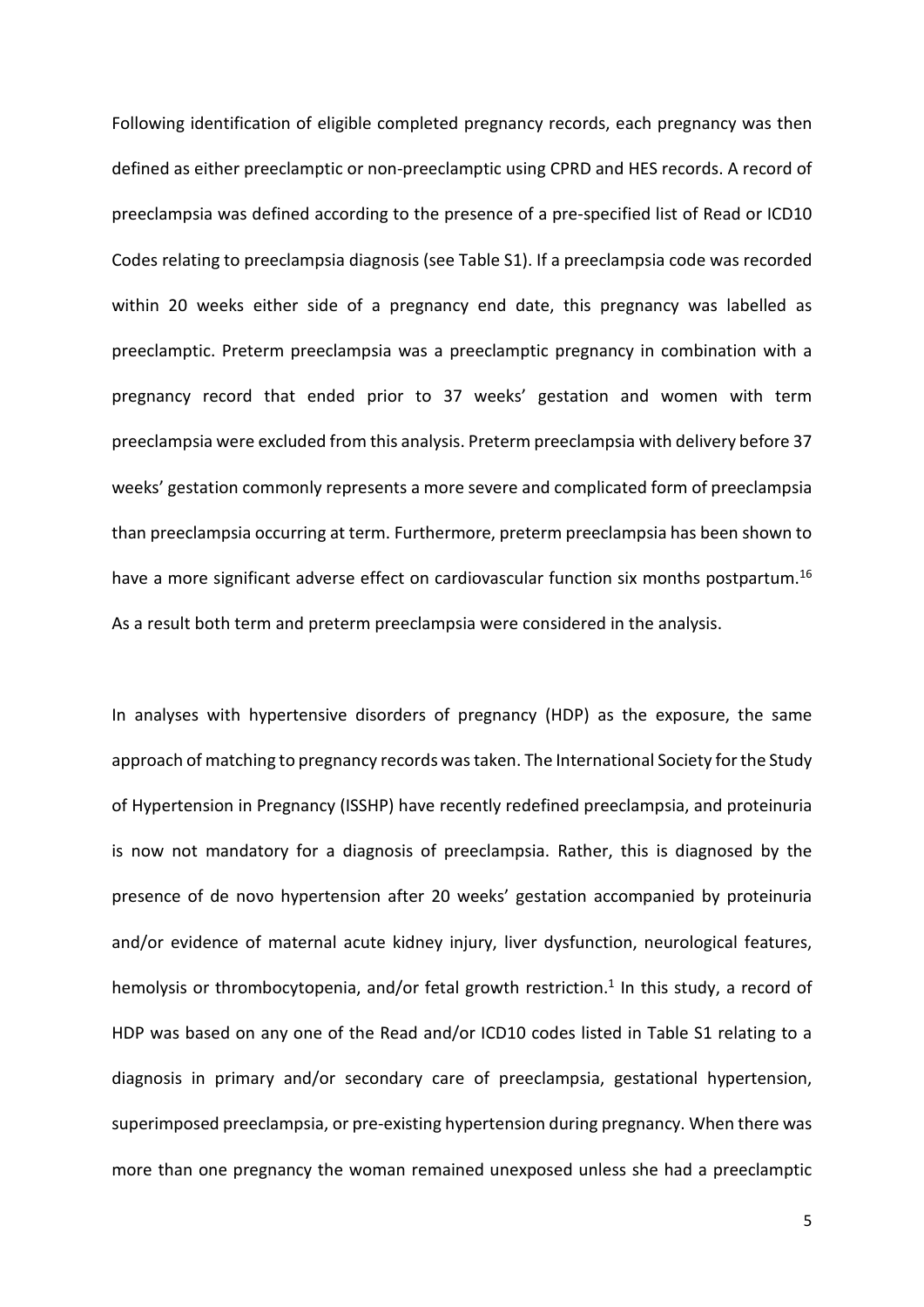Following identification of eligible completed pregnancy records, each pregnancy was then defined as either preeclamptic or non-preeclamptic using CPRD and HES records. A record of preeclampsia was defined according to the presence of a pre-specified list of Read or ICD10 Codes relating to preeclampsia diagnosis (see Table S1). If a preeclampsia code was recorded within 20 weeks either side of a pregnancy end date, this pregnancy was labelled as preeclamptic. Preterm preeclampsia was a preeclamptic pregnancy in combination with a pregnancy record that ended prior to 37 weeks' gestation and women with term preeclampsia were excluded from this analysis. Preterm preeclampsia with delivery before 37 weeks' gestation commonly represents a more severe and complicated form of preeclampsia than preeclampsia occurring at term. Furthermore, preterm preeclampsia has been shown to have a more significant adverse effect on cardiovascular function six months postpartum.[16] As a result both term and preterm preeclampsia were considered in the analysis.

In analyses with hypertensive disorders of pregnancy (HDP) as the exposure, the same approach of matching to pregnancy records was taken. The International Society for the Study of Hypertension in Pregnancy (ISSHP) have recently redefined preeclampsia, and proteinuria is now not mandatory for a diagnosis of preeclampsia. Rather, this is diagnosed by the presence of de novo hypertension after 20 weeks' gestation accompanied by proteinuria and/or evidence of maternal acute kidney injury, liver dysfunction, neurological features, hemolysis or thrombocytopenia, and/or fetal growth restriction.[1] In this study, a record of HDP was based on any one of the Read and/or ICD10 codes listed in Table S1 relating to a diagnosis in primary and/or secondary care of preeclampsia, gestational hypertension, superimposed preeclampsia, or pre-existing hypertension during pregnancy. When there was more than one pregnancy the woman remained unexposed unless she had a preeclamptic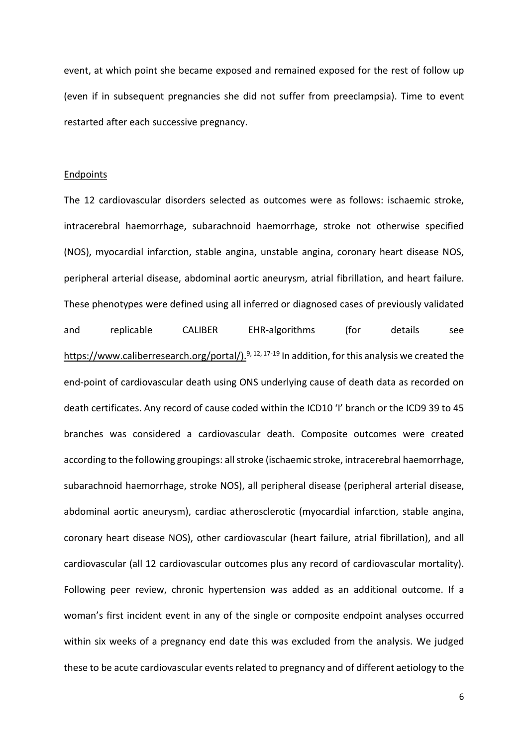event, at which point she became exposed and remained exposed for the rest of follow up (even if in subsequent pregnancies she did not suffer from preeclampsia). Time to event restarted after each successive pregnancy.

## Endpoints

The 12 cardiovascular disorders selected as outcomes were as follows: ischaemic stroke, intracerebral haemorrhage, subarachnoid haemorrhage, stroke not otherwise specified (NOS), myocardial infarction, stable angina, unstable angina, coronary heart disease NOS, peripheral arterial disease, abdominal aortic aneurysm, atrial fibrillation, and heart failure. These phenotypes were defined using all inferred or diagnosed cases of previously validated and replicable CALIBER EHR-algorithms (for details see https://www.caliberresearch.org/portal/).[9, 12, 17-19] In addition, for this analysis we created the end-point of cardiovascular death using ONS underlying cause of death data as recorded on death certificates. Any record of cause coded within the ICD10 'I' branch or the ICD9 39 to 45 branches was considered a cardiovascular death. Composite outcomes were created according to the following groupings: all stroke (ischaemic stroke, intracerebral haemorrhage, subarachnoid haemorrhage, stroke NOS), all peripheral disease (peripheral arterial disease, abdominal aortic aneurysm), cardiac atherosclerotic (myocardial infarction, stable angina, coronary heart disease NOS), other cardiovascular (heart failure, atrial fibrillation), and all cardiovascular (all 12 cardiovascular outcomes plus any record of cardiovascular mortality). Following peer review, chronic hypertension was added as an additional outcome. If a woman's first incident event in any of the single or composite endpoint analyses occurred within six weeks of a pregnancy end date this was excluded from the analysis. We judged these to be acute cardiovascular events related to pregnancy and of different aetiology to the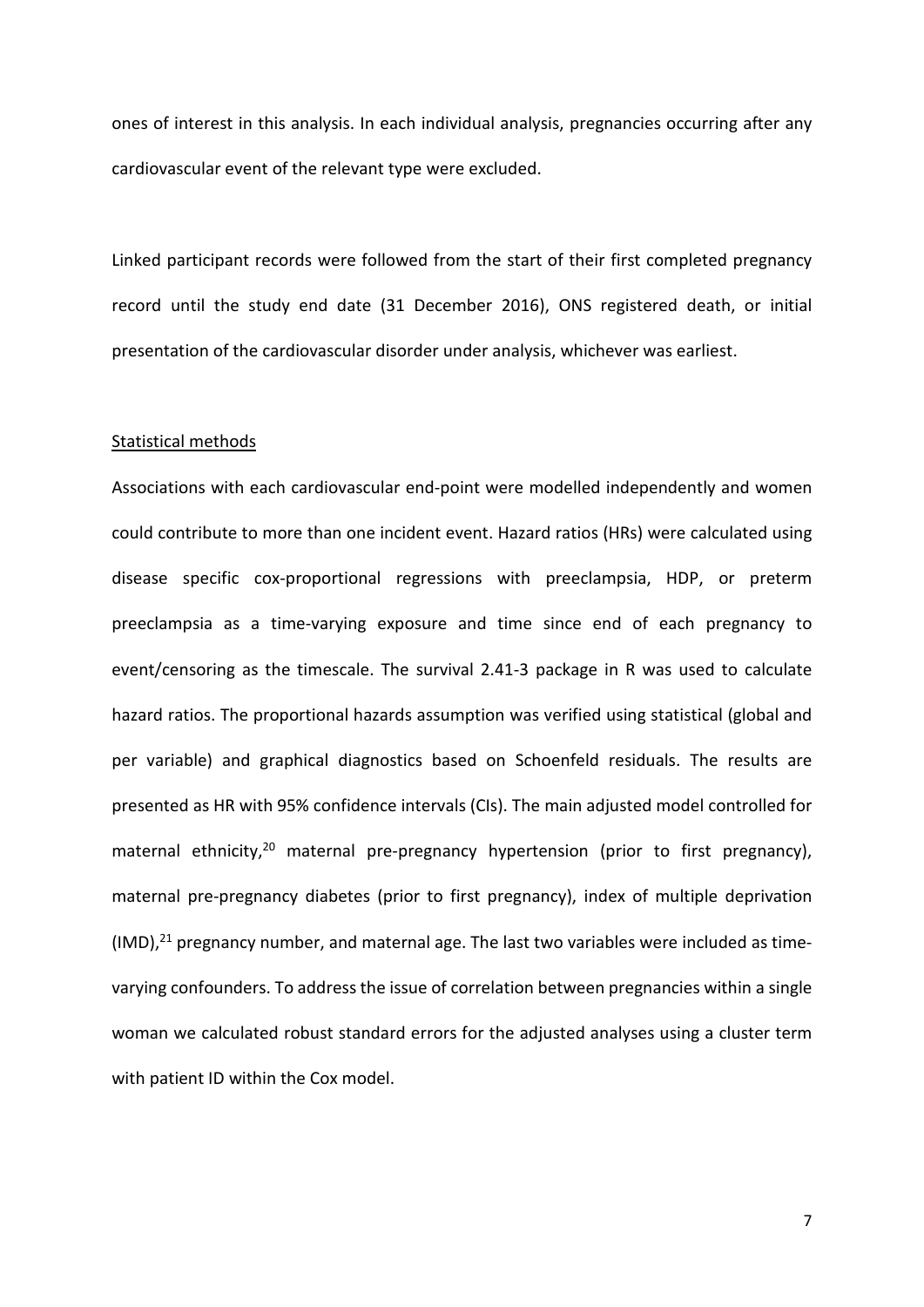ones of interest in this analysis. In each individual analysis, pregnancies occurring after any cardiovascular event of the relevant type were excluded.

Linked participant records were followed from the start of their first completed pregnancy record until the study end date (31 December 2016), ONS registered death, or initial presentation of the cardiovascular disorder under analysis, whichever was earliest.

## Statistical methods

Associations with each cardiovascular end-point were modelled independently and women could contribute to more than one incident event. Hazard ratios (HRs) were calculated using disease specific cox-proportional regressions with preeclampsia, HDP, or preterm preeclampsia as a time-varying exposure and time since end of each pregnancy to event/censoring as the timescale. The survival 2.41-3 package in R was used to calculate hazard ratios. The proportional hazards assumption was verified using statistical (global and per variable) and graphical diagnostics based on Schoenfeld residuals. The results are presented as HR with 95% confidence intervals (CIs). The main adjusted model controlled for maternal ethnicity,[20] maternal pre-pregnancy hypertension (prior to first pregnancy), maternal pre-pregnancy diabetes (prior to first pregnancy), index of multiple deprivation (IMD),[21] pregnancy number, and maternal age. The last two variables were included as time-varying confounders. To address the issue of correlation between pregnancies within a single woman we calculated robust standard errors for the adjusted analyses using a cluster term with patient ID within the Cox model.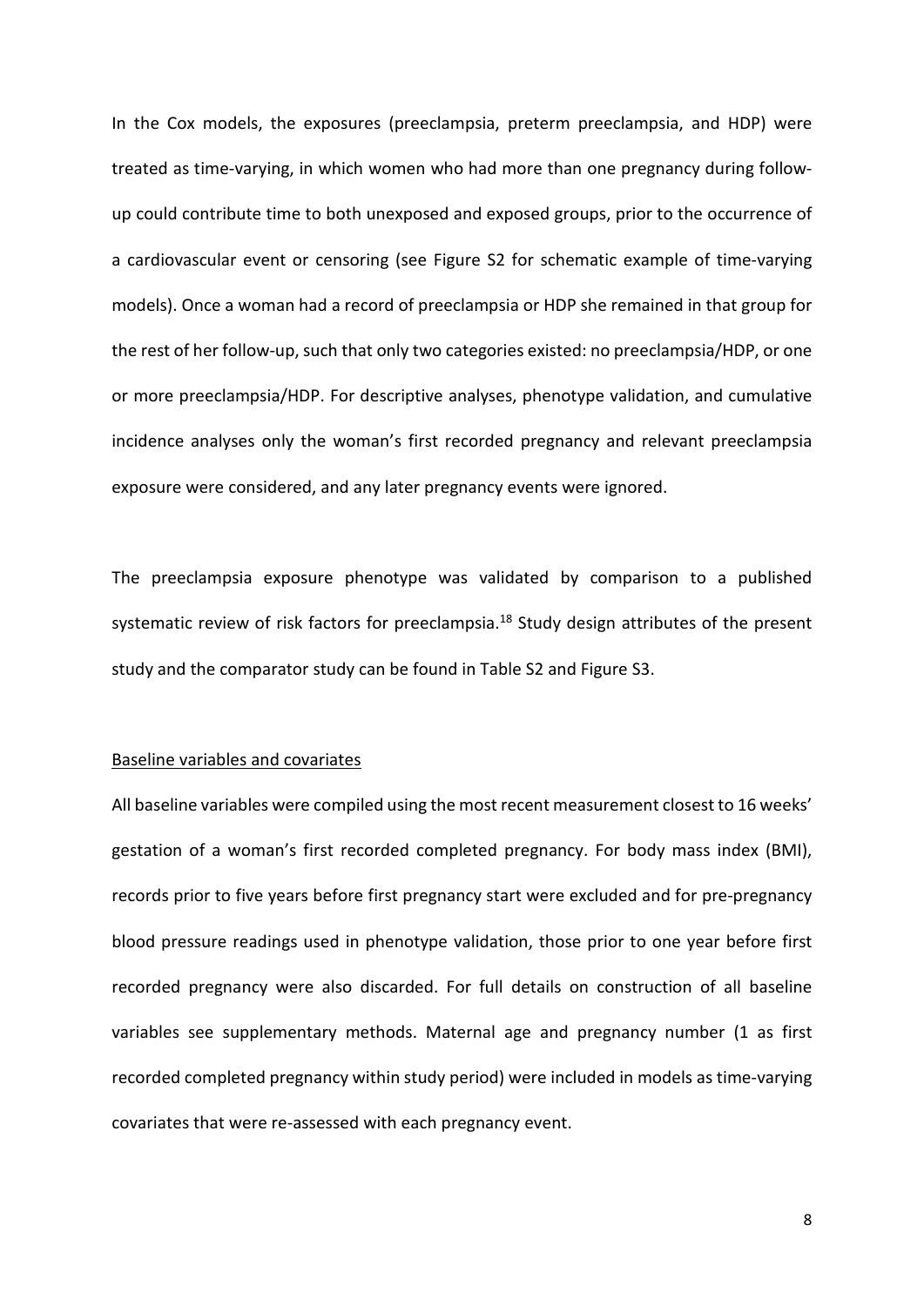In the Cox models, the exposures (preeclampsia, preterm preeclampsia, and HDP) were treated as time-varying, in which women who had more than one pregnancy during follow-up could contribute time to both unexposed and exposed groups, prior to the occurrence of a cardiovascular event or censoring (see Figure S2 for schematic example of time-varying models). Once a woman had a record of preeclampsia or HDP she remained in that group for the rest of her follow-up, such that only two categories existed: no preeclampsia/HDP, or one or more preeclampsia/HDP. For descriptive analyses, phenotype validation, and cumulative incidence analyses only the woman's first recorded pregnancy and relevant preeclampsia exposure were considered, and any later pregnancy events were ignored.

The preeclampsia exposure phenotype was validated by comparison to a published systematic review of risk factors for preeclampsia.[18] Study design attributes of the present study and the comparator study can be found in Table S2 and Figure S3.

Baseline variables and covariates

All baseline variables were compiled using the most recent measurement closest to 16 weeks' gestation of a woman's first recorded completed pregnancy. For body mass index (BMI), records prior to five years before first pregnancy start were excluded and for pre-pregnancy blood pressure readings used in phenotype validation, those prior to one year before first recorded pregnancy were also discarded. For full details on construction of all baseline variables see supplementary methods. Maternal age and pregnancy number (1 as first recorded completed pregnancy within study period) were included in models as time-varying covariates that were re-assessed with each pregnancy event.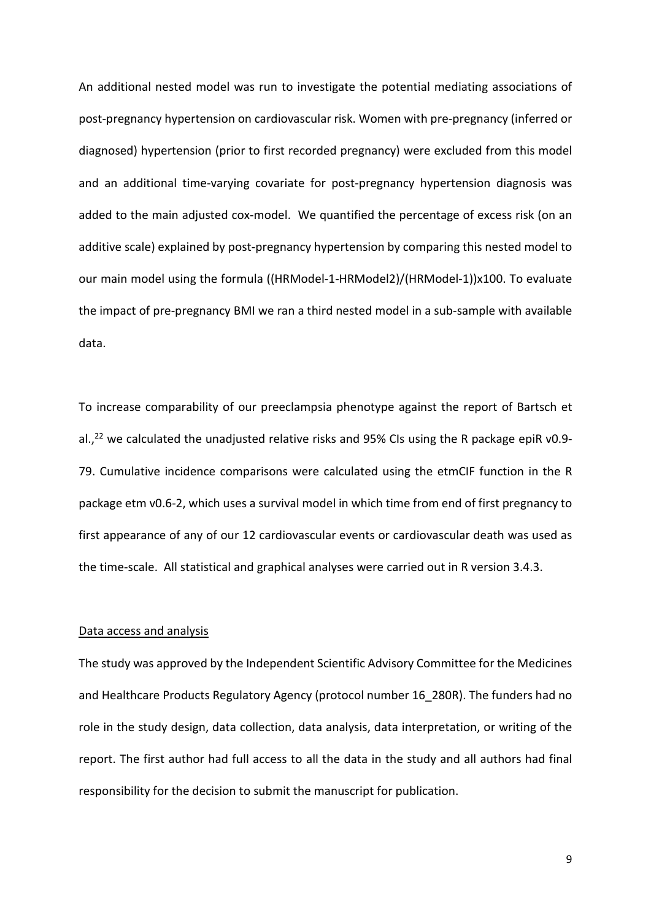An additional nested model was run to investigate the potential mediating associations of post-pregnancy hypertension on cardiovascular risk. Women with pre-pregnancy (inferred or diagnosed) hypertension (prior to first recorded pregnancy) were excluded from this model and an additional time-varying covariate for post-pregnancy hypertension diagnosis was added to the main adjusted cox-model. We quantified the percentage of excess risk (on an additive scale) explained by post-pregnancy hypertension by comparing this nested model to our main model using the formula ((HRModel-1-HRModel2)/(HRModel-1))x100. To evaluate the impact of pre-pregnancy BMI we ran a third nested model in a sub-sample with available data.

To increase comparability of our preeclampsia phenotype against the report of Bartsch et al.,[22] we calculated the unadjusted relative risks and 95% CIs using the R package epiR v0.9-79. Cumulative incidence comparisons were calculated using the etmCIF function in the R package etm v0.6-2, which uses a survival model in which time from end of first pregnancy to first appearance of any of our 12 cardiovascular events or cardiovascular death was used as the time-scale. All statistical and graphical analyses were carried out in R version 3.4.3.

Data access and analysis

The study was approved by the Independent Scientific Advisory Committee for the Medicines and Healthcare Products Regulatory Agency (protocol number 16_280R). The funders had no role in the study design, data collection, data analysis, data interpretation, or writing of the report. The first author had full access to all the data in the study and all authors had final responsibility for the decision to submit the manuscript for publication.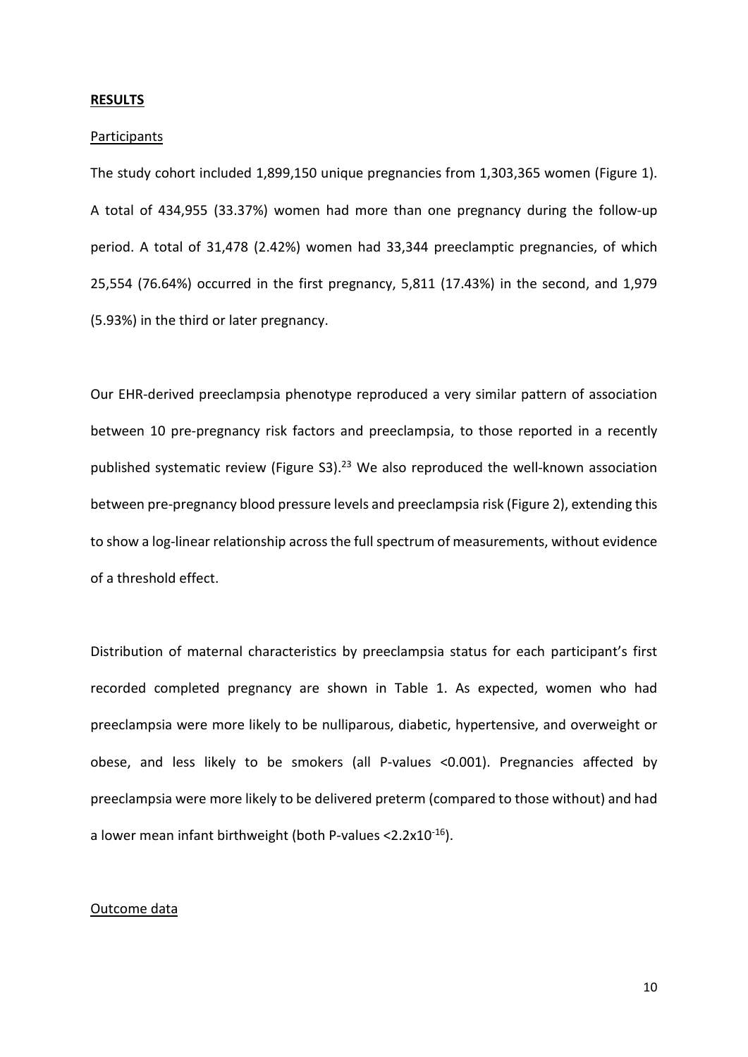## **RESULTS**

Participants

The study cohort included 1,899,150 unique pregnancies from 1,303,365 women (Figure 1). A total of 434,955 (33.37%) women had more than one pregnancy during the follow-up period. A total of 31,478 (2.42%) women had 33,344 preeclamptic pregnancies, of which 25,554 (76.64%) occurred in the first pregnancy, 5,811 (17.43%) in the second, and 1,979 (5.93%) in the third or later pregnancy.

Our EHR-derived preeclampsia phenotype reproduced a very similar pattern of association between 10 pre-pregnancy risk factors and preeclampsia, to those reported in a recently published systematic review (Figure S3).[23] We also reproduced the well-known association between pre-pregnancy blood pressure levels and preeclampsia risk (Figure 2), extending this to show a log-linear relationship across the full spectrum of measurements, without evidence of a threshold effect.

Distribution of maternal characteristics by preeclampsia status for each participant's first recorded completed pregnancy are shown in Table 1. As expected, women who had preeclampsia were more likely to be nulliparous, diabetic, hypertensive, and overweight or obese, and less likely to be smokers (all P-values <0.001). Pregnancies affected by preeclampsia were more likely to be delivered preterm (compared to those without) and had a lower mean infant birthweight (both P-values $<2.2\times10^{-16}$).

Outcome data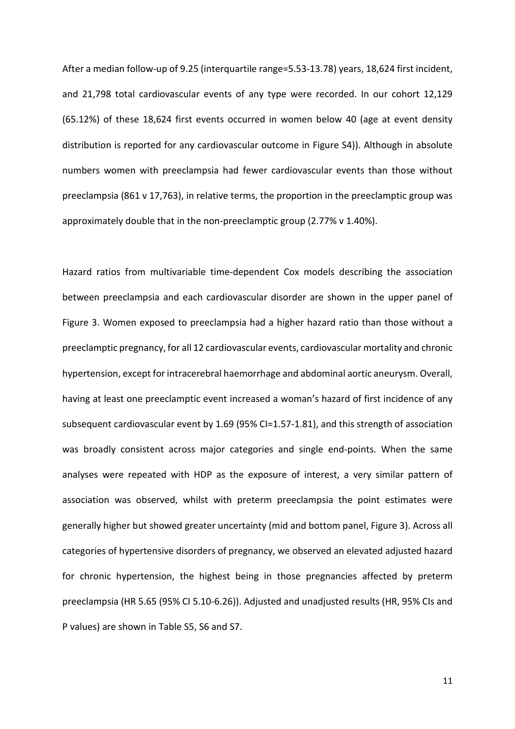After a median follow-up of 9.25 (interquartile range=5.53-13.78) years, 18,624 first incident, and 21,798 total cardiovascular events of any type were recorded. In our cohort 12,129 (65.12%) of these 18,624 first events occurred in women below 40 (age at event density distribution is reported for any cardiovascular outcome in Figure S4)). Although in absolute numbers women with preeclampsia had fewer cardiovascular events than those without preeclampsia (861 v 17,763), in relative terms, the proportion in the preeclamptic group was approximately double that in the non-preeclamptic group (2.77% v 1.40%).

Hazard ratios from multivariable time-dependent Cox models describing the association between preeclampsia and each cardiovascular disorder are shown in the upper panel of Figure 3. Women exposed to preeclampsia had a higher hazard ratio than those without a preeclamptic pregnancy, for all 12 cardiovascular events, cardiovascular mortality and chronic hypertension, except for intracerebral haemorrhage and abdominal aortic aneurysm. Overall, having at least one preeclamptic event increased a woman's hazard of first incidence of any subsequent cardiovascular event by 1.69 (95% CI=1.57-1.81), and this strength of association was broadly consistent across major categories and single end-points. When the same analyses were repeated with HDP as the exposure of interest, a very similar pattern of association was observed, whilst with preterm preeclampsia the point estimates were generally higher but showed greater uncertainty (mid and bottom panel, Figure 3). Across all categories of hypertensive disorders of pregnancy, we observed an elevated adjusted hazard for chronic hypertension, the highest being in those pregnancies affected by preterm preeclampsia (HR 5.65 (95% CI 5.10-6.26)). Adjusted and unadjusted results (HR, 95% CIs and P values) are shown in Table S5, S6 and S7.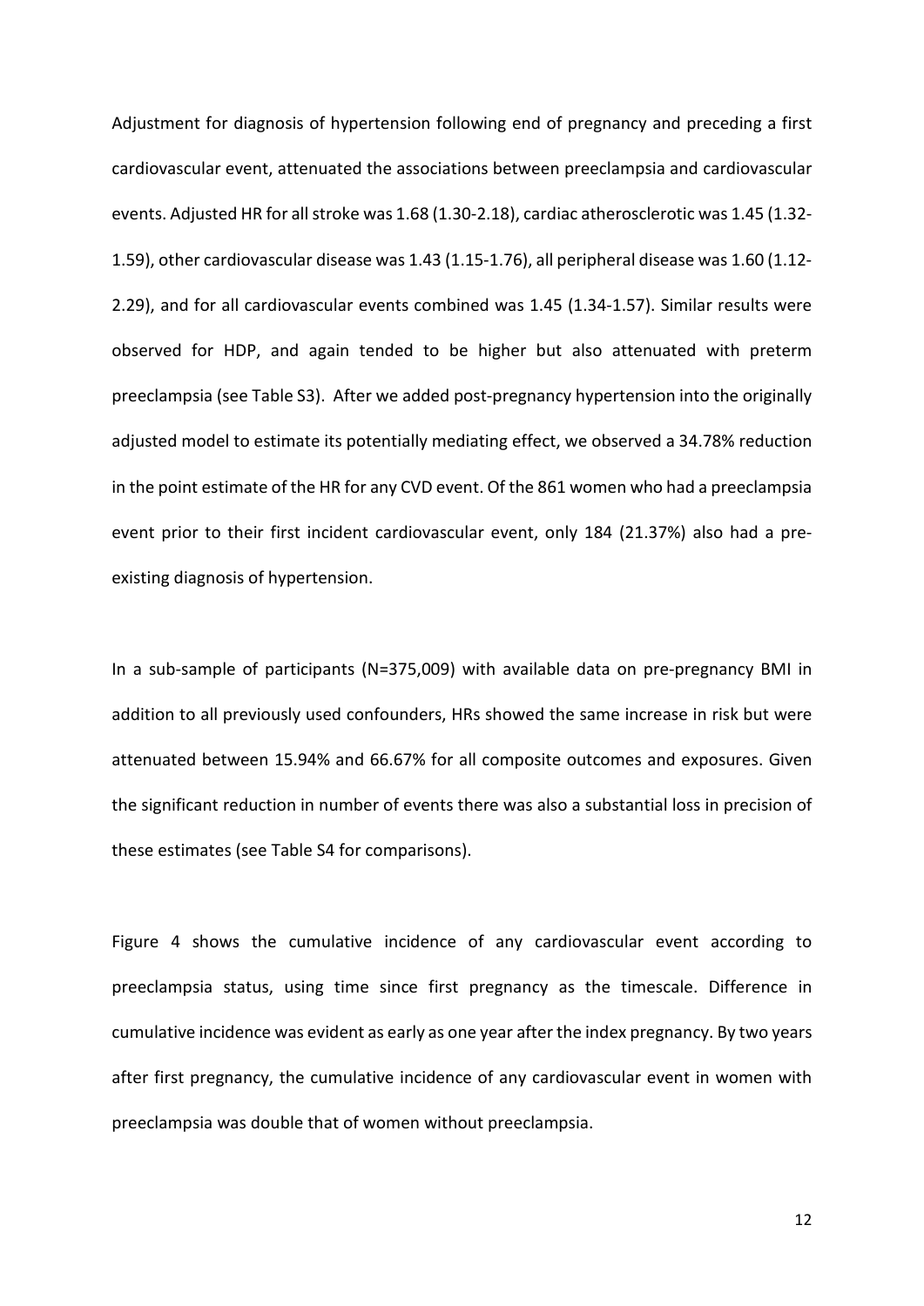Adjustment for diagnosis of hypertension following end of pregnancy and preceding a first cardiovascular event, attenuated the associations between preeclampsia and cardiovascular events. Adjusted HR for all stroke was 1.68 (1.30-2.18), cardiac atherosclerotic was 1.45 (1.32-1.59), other cardiovascular disease was 1.43 (1.15-1.76), all peripheral disease was 1.60 (1.12-2.29), and for all cardiovascular events combined was 1.45 (1.34-1.57). Similar results were observed for HDP, and again tended to be higher but also attenuated with preterm preeclampsia (see Table S3). After we added post-pregnancy hypertension into the originally adjusted model to estimate its potentially mediating effect, we observed a 34.78% reduction in the point estimate of the HR for any CVD event. Of the 861 women who had a preeclampsia event prior to their first incident cardiovascular event, only 184 (21.37%) also had a pre-existing diagnosis of hypertension.

In a sub-sample of participants (N=375,009) with available data on pre-pregnancy BMI in addition to all previously used confounders, HRs showed the same increase in risk but were attenuated between 15.94% and 66.67% for all composite outcomes and exposures. Given the significant reduction in number of events there was also a substantial loss in precision of these estimates (see Table S4 for comparisons).

Figure 4 shows the cumulative incidence of any cardiovascular event according to preeclampsia status, using time since first pregnancy as the timescale. Difference in cumulative incidence was evident as early as one year after the index pregnancy. By two years after first pregnancy, the cumulative incidence of any cardiovascular event in women with preeclampsia was double that of women without preeclampsia.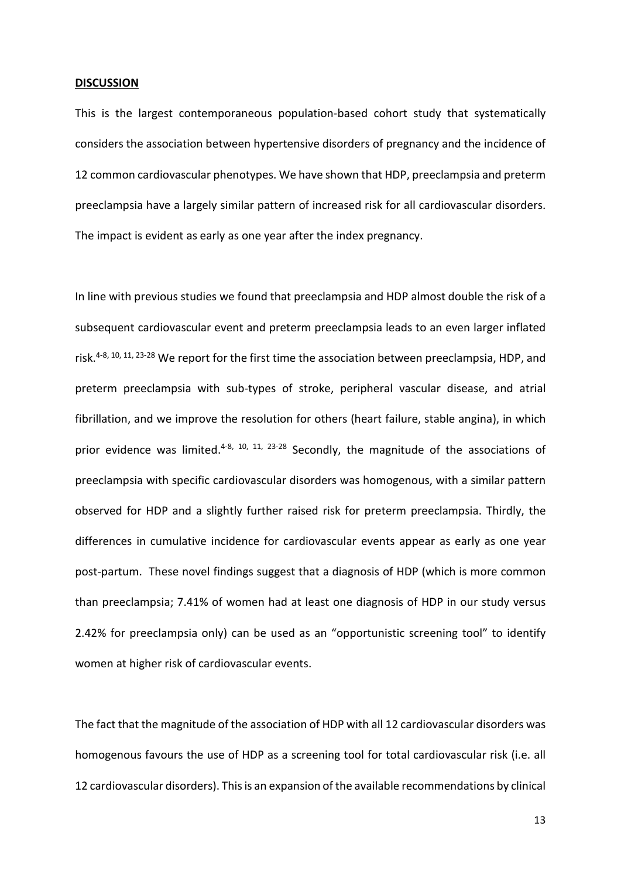## **DISCUSSION**

This is the largest contemporaneous population-based cohort study that systematically considers the association between hypertensive disorders of pregnancy and the incidence of 12 common cardiovascular phenotypes. We have shown that HDP, preeclampsia and preterm preeclampsia have a largely similar pattern of increased risk for all cardiovascular disorders. The impact is evident as early as one year after the index pregnancy.

In line with previous studies we found that preeclampsia and HDP almost double the risk of a subsequent cardiovascular event and preterm preeclampsia leads to an even larger inflated risk.[4-8, 10, 11, 23-28] We report for the first time the association between preeclampsia, HDP, and preterm preeclampsia with sub-types of stroke, peripheral vascular disease, and atrial fibrillation, and we improve the resolution for others (heart failure, stable angina), in which prior evidence was limited.[4-8, 10, 11, 23-28] Secondly, the magnitude of the associations of preeclampsia with specific cardiovascular disorders was homogenous, with a similar pattern observed for HDP and a slightly further raised risk for preterm preeclampsia. Thirdly, the differences in cumulative incidence for cardiovascular events appear as early as one year post-partum. These novel findings suggest that a diagnosis of HDP (which is more common than preeclampsia; 7.41% of women had at least one diagnosis of HDP in our study versus 2.42% for preeclampsia only) can be used as an "opportunistic screening tool" to identify women at higher risk of cardiovascular events.

The fact that the magnitude of the association of HDP with all 12 cardiovascular disorders was homogenous favours the use of HDP as a screening tool for total cardiovascular risk (i.e. all 12 cardiovascular disorders). This is an expansion of the available recommendations by clinical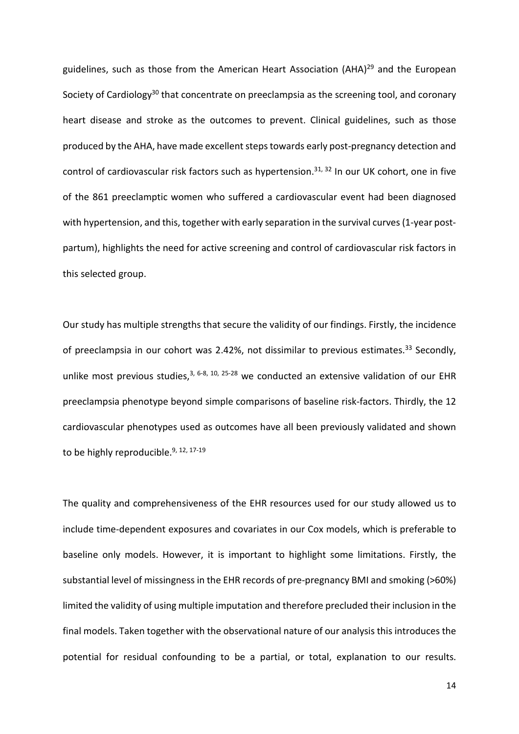guidelines, such as those from the American Heart Association (AHA)[29] and the European Society of Cardiology[30] that concentrate on preeclampsia as the screening tool, and coronary heart disease and stroke as the outcomes to prevent. Clinical guidelines, such as those produced by the AHA, have made excellent steps towards early post-pregnancy detection and control of cardiovascular risk factors such as hypertension.[31, 32] In our UK cohort, one in five of the 861 preeclamptic women who suffered a cardiovascular event had been diagnosed with hypertension, and this, together with early separation in the survival curves (1-year post-partum), highlights the need for active screening and control of cardiovascular risk factors in this selected group.

Our study has multiple strengths that secure the validity of our findings. Firstly, the incidence of preeclampsia in our cohort was 2.42%, not dissimilar to previous estimates.[33] Secondly, unlike most previous studies,[3, 6-8, 10, 25-28] we conducted an extensive validation of our EHR preeclampsia phenotype beyond simple comparisons of baseline risk-factors. Thirdly, the 12 cardiovascular phenotypes used as outcomes have all been previously validated and shown to be highly reproducible.[9, 12, 17-19]

The quality and comprehensiveness of the EHR resources used for our study allowed us to include time-dependent exposures and covariates in our Cox models, which is preferable to baseline only models. However, it is important to highlight some limitations. Firstly, the substantial level of missingness in the EHR records of pre-pregnancy BMI and smoking (>60%) limited the validity of using multiple imputation and therefore precluded their inclusion in the final models. Taken together with the observational nature of our analysis this introduces the potential for residual confounding to be a partial, or total, explanation to our results.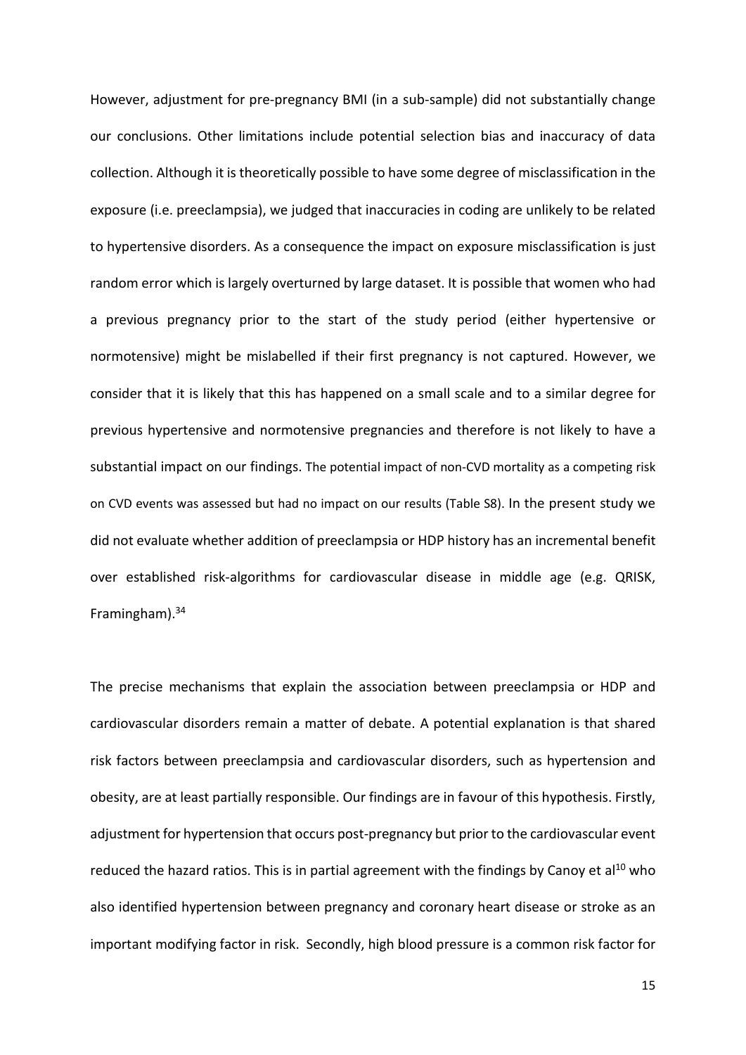However, adjustment for pre-pregnancy BMI (in a sub-sample) did not substantially change our conclusions. Other limitations include potential selection bias and inaccuracy of data collection. Although it is theoretically possible to have some degree of misclassification in the exposure (i.e. preeclampsia), we judged that inaccuracies in coding are unlikely to be related to hypertensive disorders. As a consequence the impact on exposure misclassification is just random error which is largely overturned by large dataset. It is possible that women who had a previous pregnancy prior to the start of the study period (either hypertensive or normotensive) might be mislabelled if their first pregnancy is not captured. However, we consider that it is likely that this has happened on a small scale and to a similar degree for previous hypertensive and normotensive pregnancies and therefore is not likely to have a substantial impact on our findings. The potential impact of non-CVD mortality as a competing risk on CVD events was assessed but had no impact on our results (Table S8). In the present study we did not evaluate whether addition of preeclampsia or HDP history has an incremental benefit over established risk-algorithms for cardiovascular disease in middle age (e.g. QRISK, Framingham).[34]

The precise mechanisms that explain the association between preeclampsia or HDP and cardiovascular disorders remain a matter of debate. A potential explanation is that shared risk factors between preeclampsia and cardiovascular disorders, such as hypertension and obesity, are at least partially responsible. Our findings are in favour of this hypothesis. Firstly, adjustment for hypertension that occurs post-pregnancy but prior to the cardiovascular event reduced the hazard ratios. This is in partial agreement with the findings by Canoy et al[10] who also identified hypertension between pregnancy and coronary heart disease or stroke as an important modifying factor in risk. Secondly, high blood pressure is a common risk factor for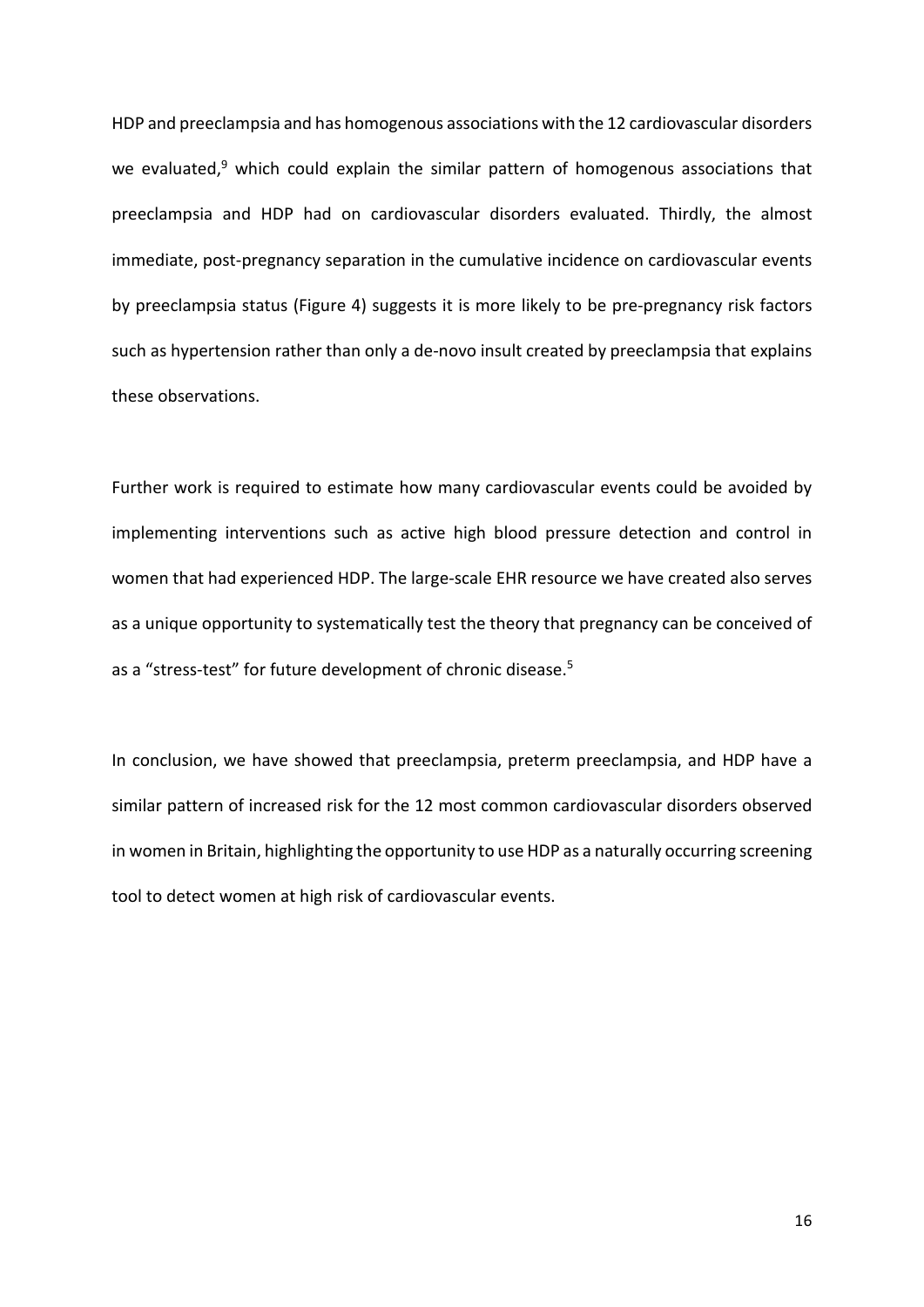HDP and preeclampsia and has homogenous associations with the 12 cardiovascular disorders we evaluated,[9] which could explain the similar pattern of homogenous associations that preeclampsia and HDP had on cardiovascular disorders evaluated. Thirdly, the almost immediate, post-pregnancy separation in the cumulative incidence on cardiovascular events by preeclampsia status (Figure 4) suggests it is more likely to be pre-pregnancy risk factors such as hypertension rather than only a de-novo insult created by preeclampsia that explains these observations.

Further work is required to estimate how many cardiovascular events could be avoided by implementing interventions such as active high blood pressure detection and control in women that had experienced HDP. The large-scale EHR resource we have created also serves as a unique opportunity to systematically test the theory that pregnancy can be conceived of as a "stress-test" for future development of chronic disease.[5]

In conclusion, we have showed that preeclampsia, preterm preeclampsia, and HDP have a similar pattern of increased risk for the 12 most common cardiovascular disorders observed in women in Britain, highlighting the opportunity to use HDP as a naturally occurring screening tool to detect women at high risk of cardiovascular events.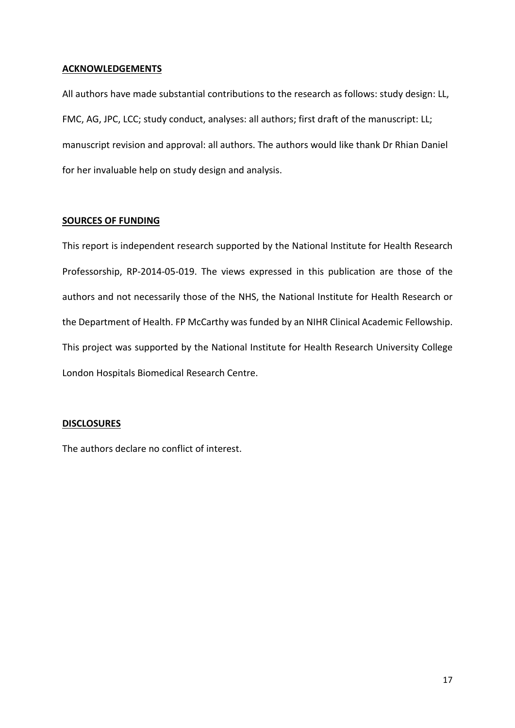## ACKNOWLEDGEMENTS

All authors have made substantial contributions to the research as follows: study design: LL, FMC, AG, JPC, LCC; study conduct, analyses: all authors; first draft of the manuscript: LL; manuscript revision and approval: all authors. The authors would like thank Dr Rhian Daniel for her invaluable help on study design and analysis.

## SOURCES OF FUNDING

This report is independent research supported by the National Institute for Health Research Professorship, RP-2014-05-019. The views expressed in this publication are those of the authors and not necessarily those of the NHS, the National Institute for Health Research or the Department of Health. FP McCarthy was funded by an NIHR Clinical Academic Fellowship. This project was supported by the National Institute for Health Research University College London Hospitals Biomedical Research Centre.

## DISCLOSURES

The authors declare no conflict of interest.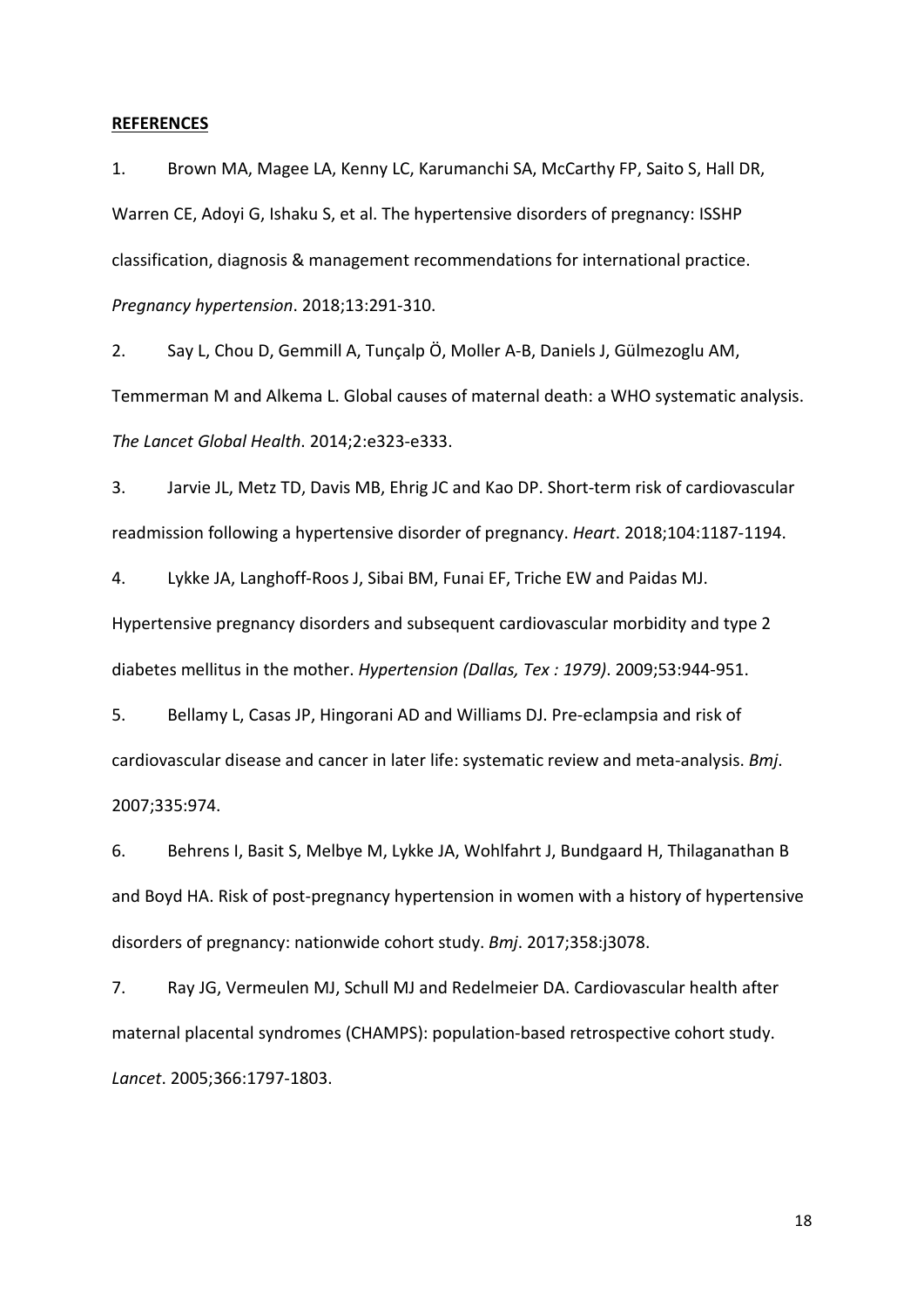**REFERENCES**

1. Brown MA, Magee LA, Kenny LC, Karumanchi SA, McCarthy FP, Saito S, Hall DR, Warren CE, Adoyi G, Ishaku S, et al. The hypertensive disorders of pregnancy: ISSHP classification, diagnosis & management recommendations for international practice. *Pregnancy hypertension*. 2018;13:291-310.

2. Say L, Chou D, Gemmill A, Tunçalp Ö, Moller A-B, Daniels J, Gülmezoglu AM, Temmerman M and Alkema L. Global causes of maternal death: a WHO systematic analysis. *The Lancet Global Health*. 2014;2:e323-e333.

3. Jarvie JL, Metz TD, Davis MB, Ehrig JC and Kao DP. Short-term risk of cardiovascular readmission following a hypertensive disorder of pregnancy. *Heart*. 2018;104:1187-1194.

4. Lykke JA, Langhoff-Roos J, Sibai BM, Funai EF, Triche EW and Paidas MJ. Hypertensive pregnancy disorders and subsequent cardiovascular morbidity and type 2 diabetes mellitus in the mother. *Hypertension (Dallas, Tex : 1979)*. 2009;53:944-951.

5. Bellamy L, Casas JP, Hingorani AD and Williams DJ. Pre-eclampsia and risk of cardiovascular disease and cancer in later life: systematic review and meta-analysis. *Bmj*. 2007;335:974.

6. Behrens I, Basit S, Melbye M, Lykke JA, Wohlfahrt J, Bundgaard H, Thilaganathan B and Boyd HA. Risk of post-pregnancy hypertension in women with a history of hypertensive disorders of pregnancy: nationwide cohort study. *Bmj*. 2017;358:j3078.

7. Ray JG, Vermeulen MJ, Schull MJ and Redelmeier DA. Cardiovascular health after maternal placental syndromes (CHAMPS): population-based retrospective cohort study. *Lancet*. 2005;366:1797-1803.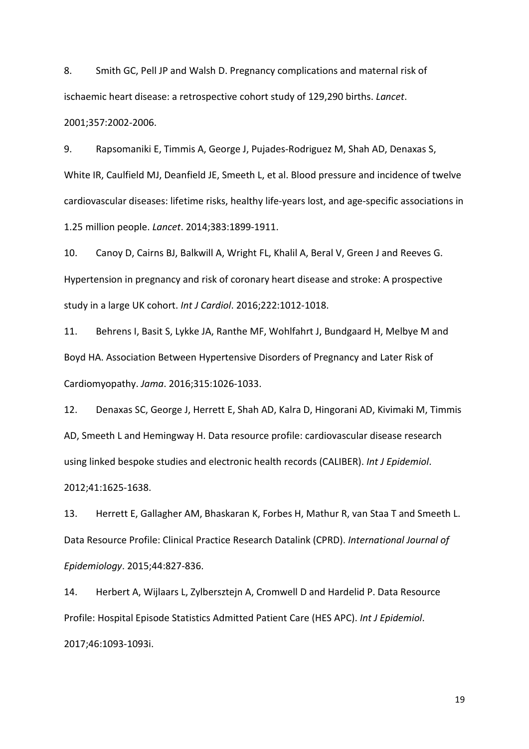8. Smith GC, Pell JP and Walsh D. Pregnancy complications and maternal risk of ischaemic heart disease: a retrospective cohort study of 129,290 births. *Lancet*. 2001;357:2002-2006.

9. Rapsomaniki E, Timmis A, George J, Pujades-Rodriguez M, Shah AD, Denaxas S, White IR, Caulfield MJ, Deanfield JE, Smeeth L, et al. Blood pressure and incidence of twelve cardiovascular diseases: lifetime risks, healthy life-years lost, and age-specific associations in 1.25 million people. *Lancet*. 2014;383:1899-1911.

10. Canoy D, Cairns BJ, Balkwill A, Wright FL, Khalil A, Beral V, Green J and Reeves G. Hypertension in pregnancy and risk of coronary heart disease and stroke: A prospective study in a large UK cohort. *Int J Cardiol*. 2016;222:1012-1018.

11. Behrens I, Basit S, Lykke JA, Ranthe MF, Wohlfahrt J, Bundgaard H, Melbye M and Boyd HA. Association Between Hypertensive Disorders of Pregnancy and Later Risk of Cardiomyopathy. *Jama*. 2016;315:1026-1033.

12. Denaxas SC, George J, Herrett E, Shah AD, Kalra D, Hingorani AD, Kivimaki M, Timmis AD, Smeeth L and Hemingway H. Data resource profile: cardiovascular disease research using linked bespoke studies and electronic health records (CALIBER). *Int J Epidemiol*. 2012;41:1625-1638.

13. Herrett E, Gallagher AM, Bhaskaran K, Forbes H, Mathur R, van Staa T and Smeeth L. Data Resource Profile: Clinical Practice Research Datalink (CPRD). *International Journal of Epidemiology*. 2015;44:827-836.

14. Herbert A, Wijlaars L, Zylbersztejn A, Cromwell D and Hardelid P. Data Resource Profile: Hospital Episode Statistics Admitted Patient Care (HES APC). *Int J Epidemiol*. 2017;46:1093-1093i.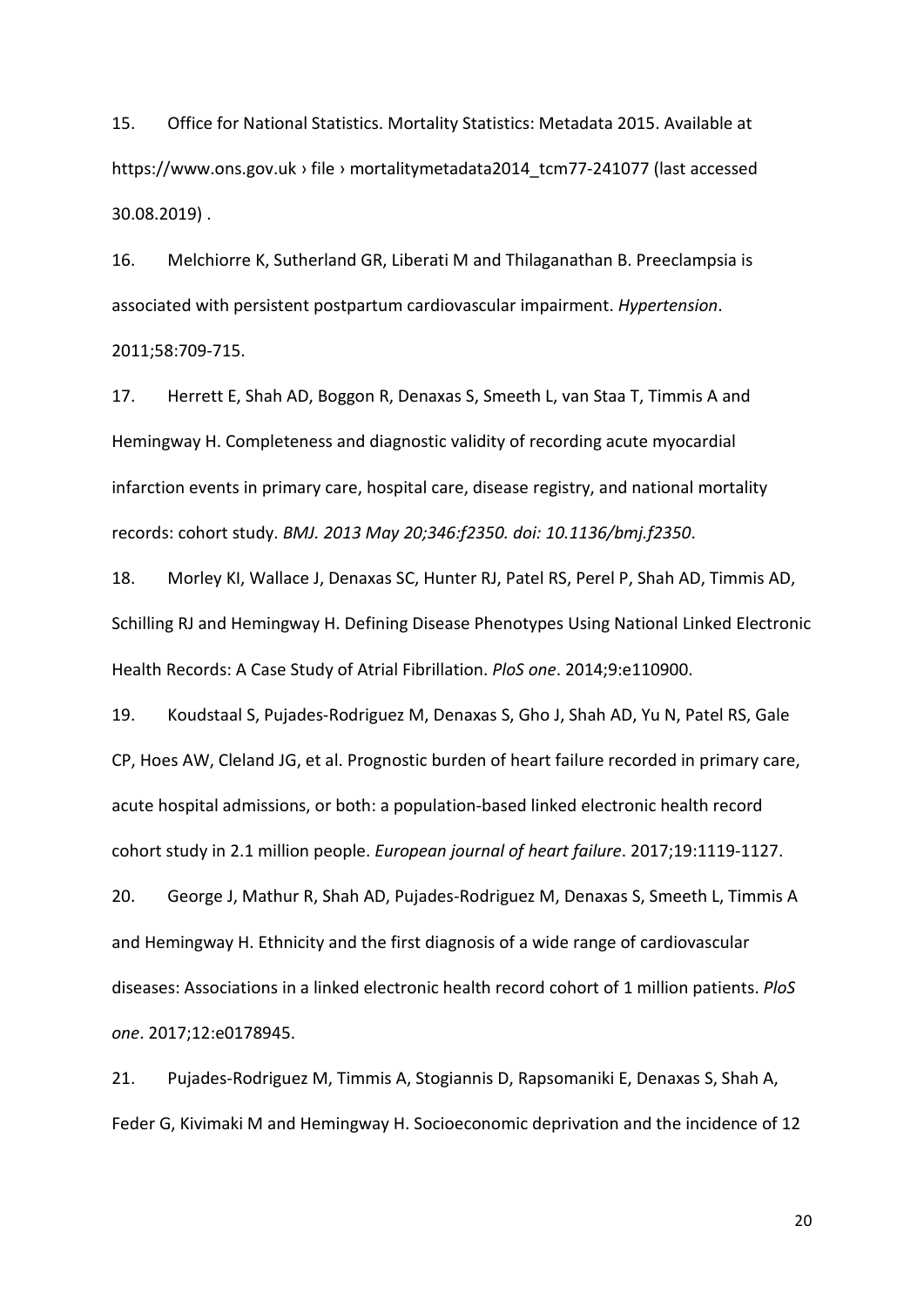15. Office for National Statistics. Mortality Statistics: Metadata 2015. Available at https://www.ons.gov.uk › file › mortalitymetadata2014_tcm77-241077 (last accessed 30.08.2019) .

16. Melchiorre K, Sutherland GR, Liberati M and Thilaganathan B. Preeclampsia is associated with persistent postpartum cardiovascular impairment. *Hypertension*. 2011;58:709-715.

17. Herrett E, Shah AD, Boggon R, Denaxas S, Smeeth L, van Staa T, Timmis A and Hemingway H. Completeness and diagnostic validity of recording acute myocardial infarction events in primary care, hospital care, disease registry, and national mortality records: cohort study. *BMJ. 2013 May 20;346:f2350. doi: 10.1136/bmj.f2350*.

18. Morley KI, Wallace J, Denaxas SC, Hunter RJ, Patel RS, Perel P, Shah AD, Timmis AD, Schilling RJ and Hemingway H. Defining Disease Phenotypes Using National Linked Electronic Health Records: A Case Study of Atrial Fibrillation. *PloS one*. 2014;9:e110900.

19. Koudstaal S, Pujades-Rodriguez M, Denaxas S, Gho J, Shah AD, Yu N, Patel RS, Gale CP, Hoes AW, Cleland JG, et al. Prognostic burden of heart failure recorded in primary care, acute hospital admissions, or both: a population-based linked electronic health record cohort study in 2.1 million people. *European journal of heart failure*. 2017;19:1119-1127.

20. George J, Mathur R, Shah AD, Pujades-Rodriguez M, Denaxas S, Smeeth L, Timmis A and Hemingway H. Ethnicity and the first diagnosis of a wide range of cardiovascular diseases: Associations in a linked electronic health record cohort of 1 million patients. *PloS one*. 2017;12:e0178945.

21. Pujades-Rodriguez M, Timmis A, Stogiannis D, Rapsomaniki E, Denaxas S, Shah A, Feder G, Kivimaki M and Hemingway H. Socioeconomic deprivation and the incidence of 12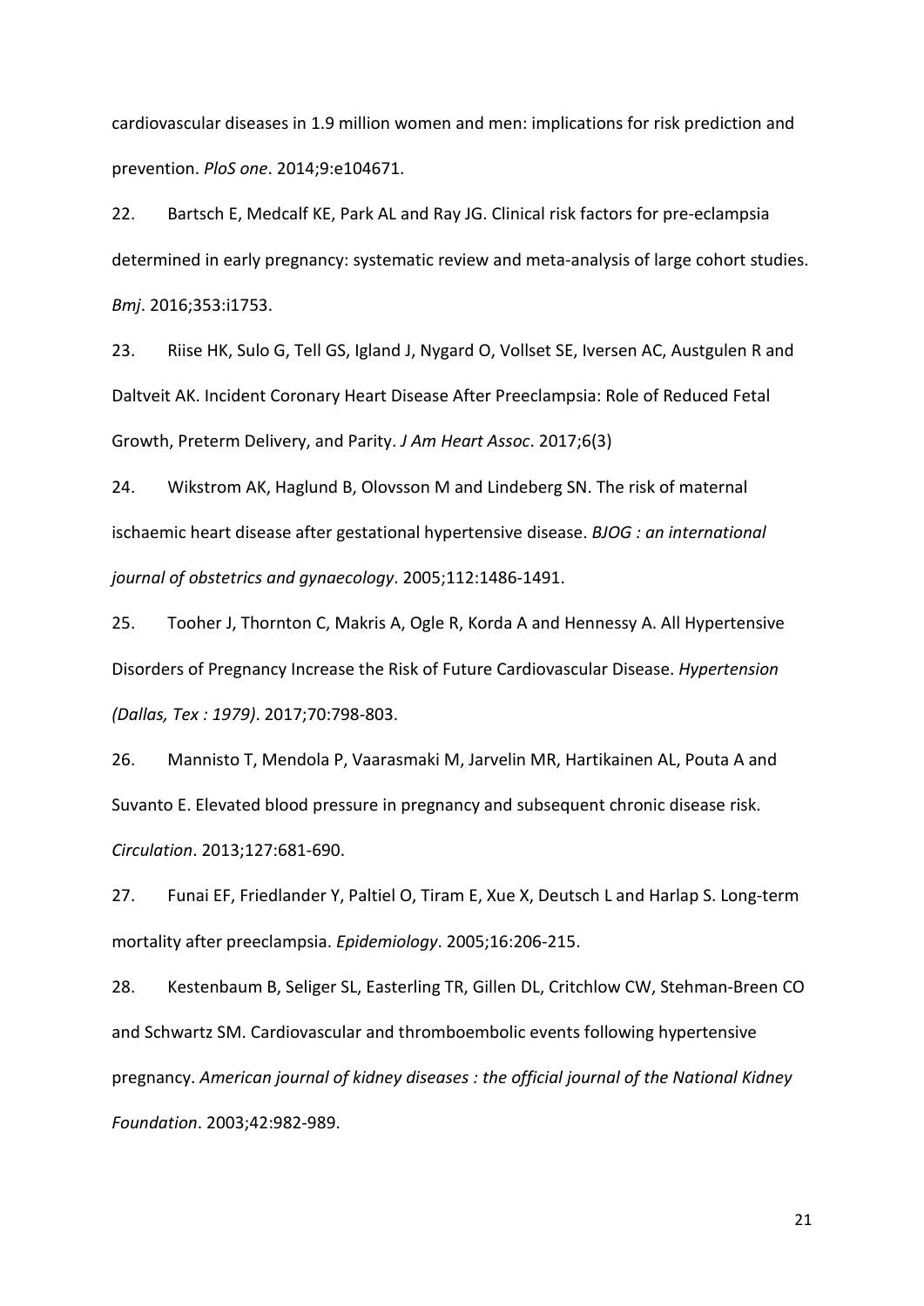cardiovascular diseases in 1.9 million women and men: implications for risk prediction and prevention. *PloS one*. 2014;9:e104671.

22. Bartsch E, Medcalf KE, Park AL and Ray JG. Clinical risk factors for pre-eclampsia determined in early pregnancy: systematic review and meta-analysis of large cohort studies. *Bmj*. 2016;353:i1753.

23. Riise HK, Sulo G, Tell GS, Igland J, Nygard O, Vollset SE, Iversen AC, Austgulen R and Daltveit AK. Incident Coronary Heart Disease After Preeclampsia: Role of Reduced Fetal Growth, Preterm Delivery, and Parity. *J Am Heart Assoc*. 2017;6(3)

24. Wikstrom AK, Haglund B, Olovsson M and Lindeberg SN. The risk of maternal ischaemic heart disease after gestational hypertensive disease. *BJOG : an international journal of obstetrics and gynaecology*. 2005;112:1486-1491.

25. Tooher J, Thornton C, Makris A, Ogle R, Korda A and Hennessy A. All Hypertensive Disorders of Pregnancy Increase the Risk of Future Cardiovascular Disease. *Hypertension (Dallas, Tex : 1979)*. 2017;70:798-803.

26. Mannisto T, Mendola P, Vaarasmaki M, Jarvelin MR, Hartikainen AL, Pouta A and Suvanto E. Elevated blood pressure in pregnancy and subsequent chronic disease risk. *Circulation*. 2013;127:681-690.

27. Funai EF, Friedlander Y, Paltiel O, Tiram E, Xue X, Deutsch L and Harlap S. Long-term mortality after preeclampsia. *Epidemiology*. 2005;16:206-215.

28. Kestenbaum B, Seliger SL, Easterling TR, Gillen DL, Critchlow CW, Stehman-Breen CO and Schwartz SM. Cardiovascular and thromboembolic events following hypertensive pregnancy. *American journal of kidney diseases : the official journal of the National Kidney Foundation*. 2003;42:982-989.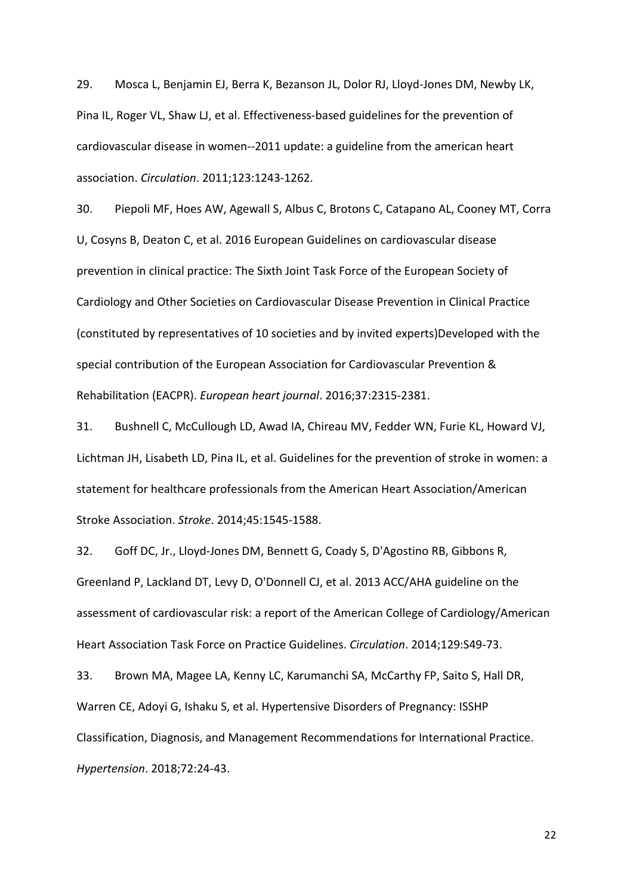29. Mosca L, Benjamin EJ, Berra K, Bezanson JL, Dolor RJ, Lloyd-Jones DM, Newby LK, Pina IL, Roger VL, Shaw LJ, et al. Effectiveness-based guidelines for the prevention of cardiovascular disease in women--2011 update: a guideline from the american heart association. *Circulation*. 2011;123:1243-1262.

30. Piepoli MF, Hoes AW, Agewall S, Albus C, Brotons C, Catapano AL, Cooney MT, Corra U, Cosyns B, Deaton C, et al. 2016 European Guidelines on cardiovascular disease prevention in clinical practice: The Sixth Joint Task Force of the European Society of Cardiology and Other Societies on Cardiovascular Disease Prevention in Clinical Practice (constituted by representatives of 10 societies and by invited experts)Developed with the special contribution of the European Association for Cardiovascular Prevention & Rehabilitation (EACPR). *European heart journal*. 2016;37:2315-2381.

31. Bushnell C, McCullough LD, Awad IA, Chireau MV, Fedder WN, Furie KL, Howard VJ, Lichtman JH, Lisabeth LD, Pina IL, et al. Guidelines for the prevention of stroke in women: a statement for healthcare professionals from the American Heart Association/American Stroke Association. *Stroke*. 2014;45:1545-1588.

32. Goff DC, Jr., Lloyd-Jones DM, Bennett G, Coady S, D'Agostino RB, Gibbons R, Greenland P, Lackland DT, Levy D, O'Donnell CJ, et al. 2013 ACC/AHA guideline on the assessment of cardiovascular risk: a report of the American College of Cardiology/American Heart Association Task Force on Practice Guidelines. *Circulation*. 2014;129:S49-73.

33. Brown MA, Magee LA, Kenny LC, Karumanchi SA, McCarthy FP, Saito S, Hall DR, Warren CE, Adoyi G, Ishaku S, et al. Hypertensive Disorders of Pregnancy: ISSHP Classification, Diagnosis, and Management Recommendations for International Practice. *Hypertension*. 2018;72:24-43.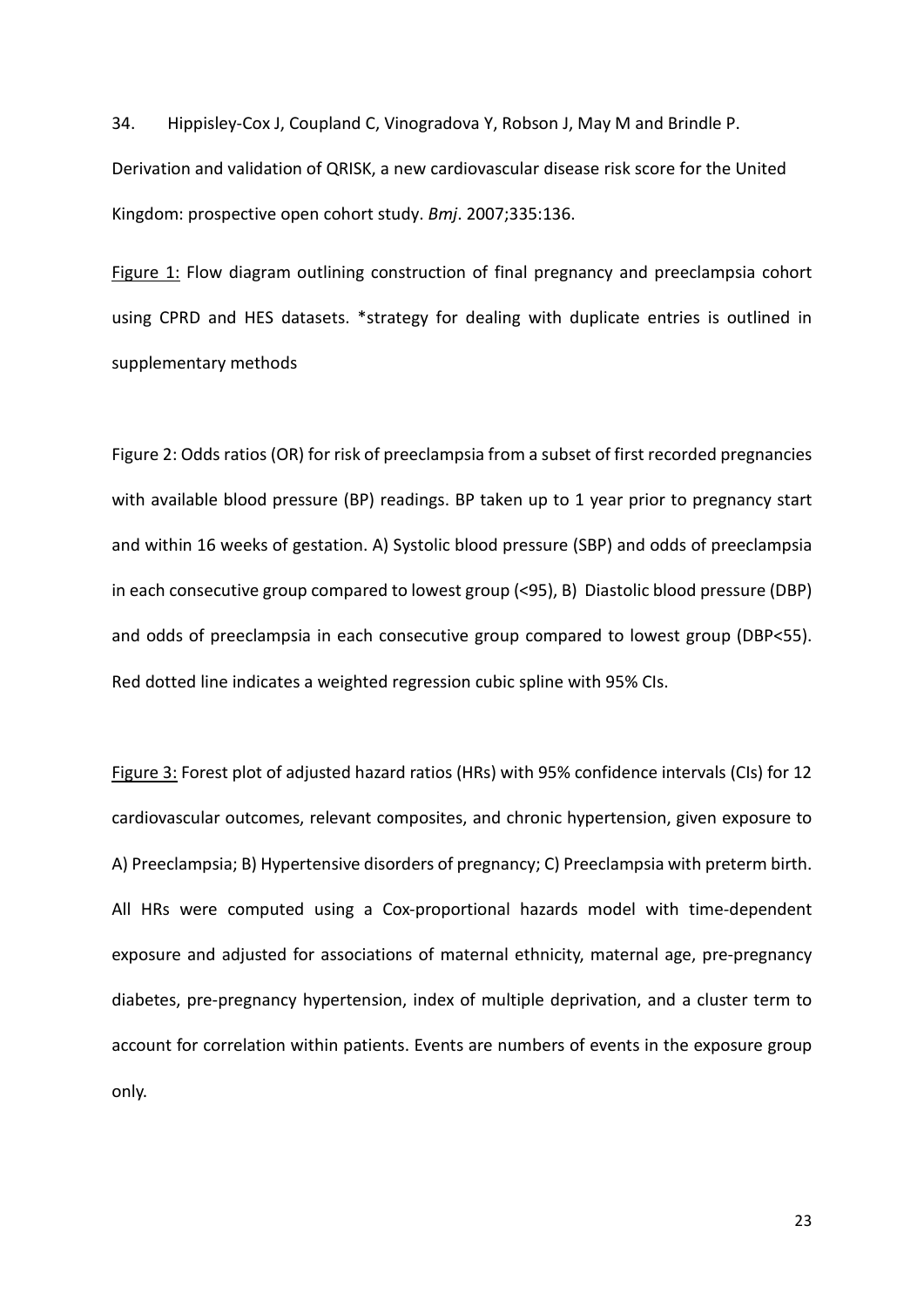34. Hippisley-Cox J, Coupland C, Vinogradova Y, Robson J, May M and Brindle P. Derivation and validation of QRISK, a new cardiovascular disease risk score for the United Kingdom: prospective open cohort study. *Bmj*. 2007;335:136.

Figure 1: Flow diagram outlining construction of final pregnancy and preeclampsia cohort using CPRD and HES datasets. *strategy for dealing with duplicate entries is outlined in supplementary methods

Figure 2: Odds ratios (OR) for risk of preeclampsia from a subset of first recorded pregnancies with available blood pressure (BP) readings. BP taken up to 1 year prior to pregnancy start and within 16 weeks of gestation. A) Systolic blood pressure (SBP) and odds of preeclampsia in each consecutive group compared to lowest group (<95), B) Diastolic blood pressure (DBP) and odds of preeclampsia in each consecutive group compared to lowest group (DBP<55). Red dotted line indicates a weighted regression cubic spline with 95% CIs.

Figure 3: Forest plot of adjusted hazard ratios (HRs) with 95% confidence intervals (CIs) for 12 cardiovascular outcomes, relevant composites, and chronic hypertension, given exposure to A) Preeclampsia; B) Hypertensive disorders of pregnancy; C) Preeclampsia with preterm birth. All HRs were computed using a Cox-proportional hazards model with time-dependent exposure and adjusted for associations of maternal ethnicity, maternal age, pre-pregnancy diabetes, pre-pregnancy hypertension, index of multiple deprivation, and a cluster term to account for correlation within patients. Events are numbers of events in the exposure group only.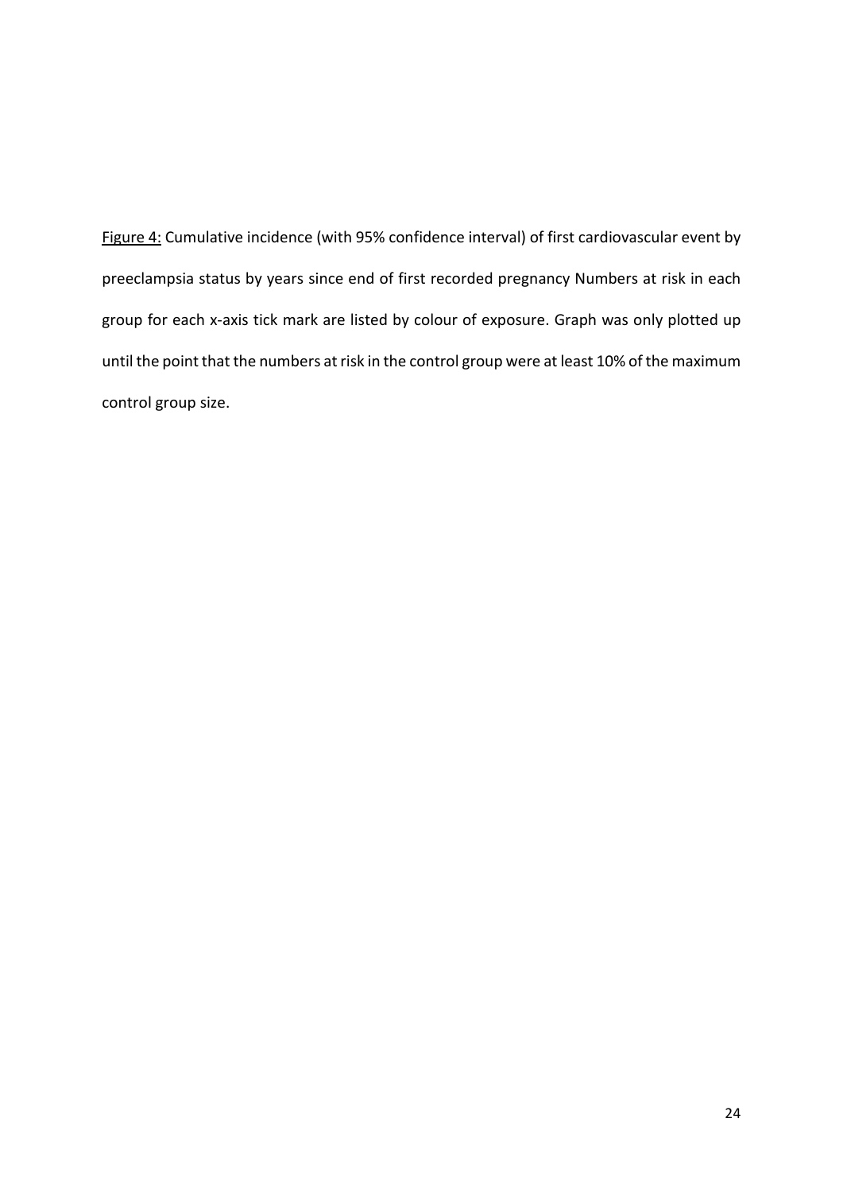Figure 4: Cumulative incidence (with 95% confidence interval) of first cardiovascular event by preeclampsia status by years since end of first recorded pregnancy Numbers at risk in each group for each x-axis tick mark are listed by colour of exposure. Graph was only plotted up until the point that the numbers at risk in the control group were at least 10% of the maximum control group size.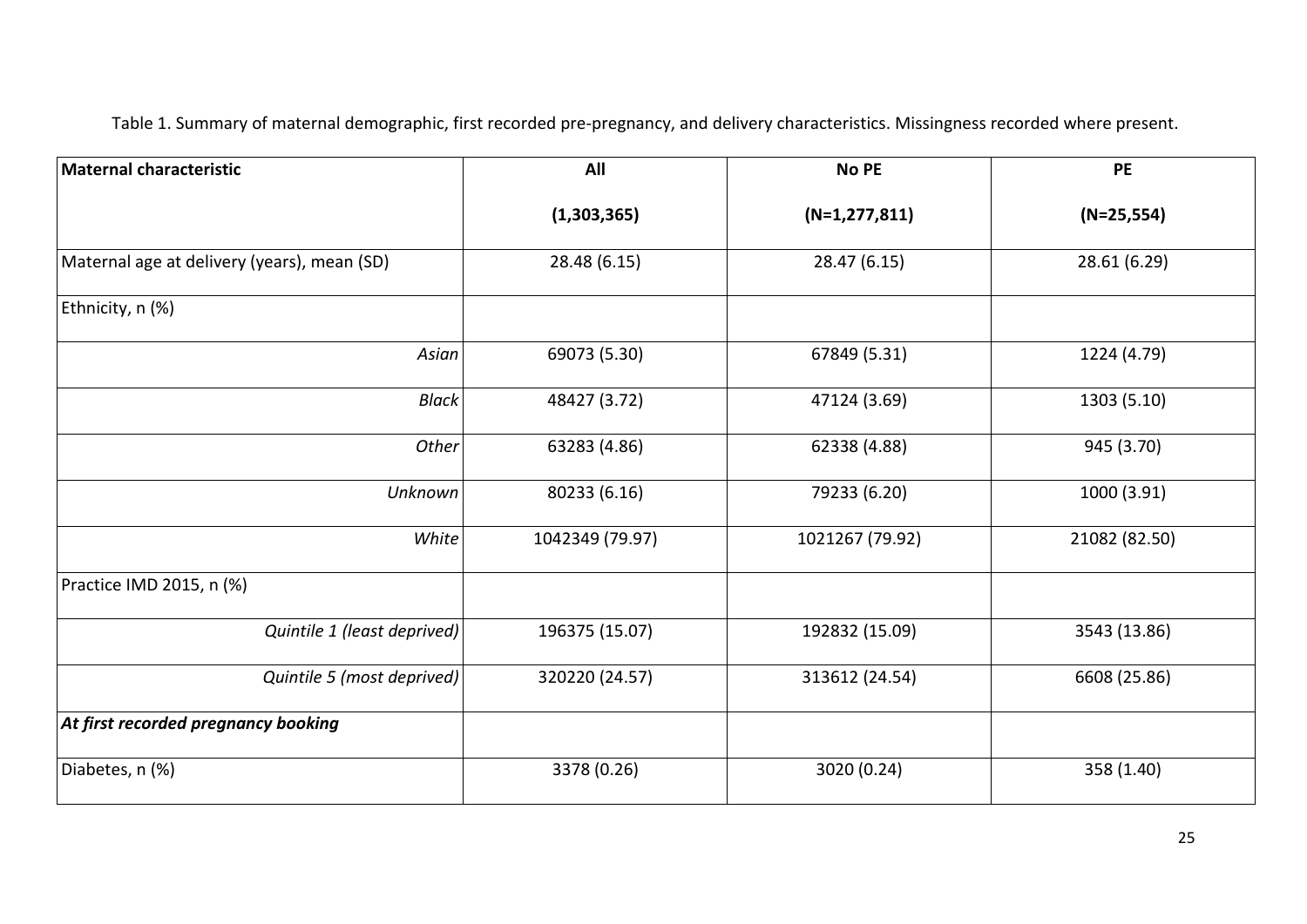Table 1. Summary of maternal demographic, first recorded pre-pregnancy, and delivery characteristics. Missingness recorded where present.

| Maternal characteristic | All (1,303,365) | No PE (N=1,277,811) | PE (N=25,554) |
|---|---|---|---|
| Maternal age at delivery (years), mean (SD) | 28.48 (6.15) | 28.47 (6.15) | 28.61 (6.29) |
| Ethnicity, n (%) | | | |
| *Asian* | 69073 (5.30) | 67849 (5.31) | 1224 (4.79) |
| *Black* | 48427 (3.72) | 47124 (3.69) | 1303 (5.10) |
| *Other* | 63283 (4.86) | 62338 (4.88) | 945 (3.70) |
| *Unknown* | 80233 (6.16) | 79233 (6.20) | 1000 (3.91) |
| *White* | 1042349 (79.97) | 1021267 (79.92) | 21082 (82.50) |
| Practice IMD 2015, n (%) | | | |
| *Quintile 1 (least deprived)* | 196375 (15.07) | 192832 (15.09) | 3543 (13.86) |
| *Quintile 5 (most deprived)* | 320220 (24.57) | 313612 (24.54) | 6608 (25.86) |
| ***At first recorded pregnancy booking*** | | | |
| Diabetes, n (%) | 3378 (0.26) | 3020 (0.24) | 358 (1.40) |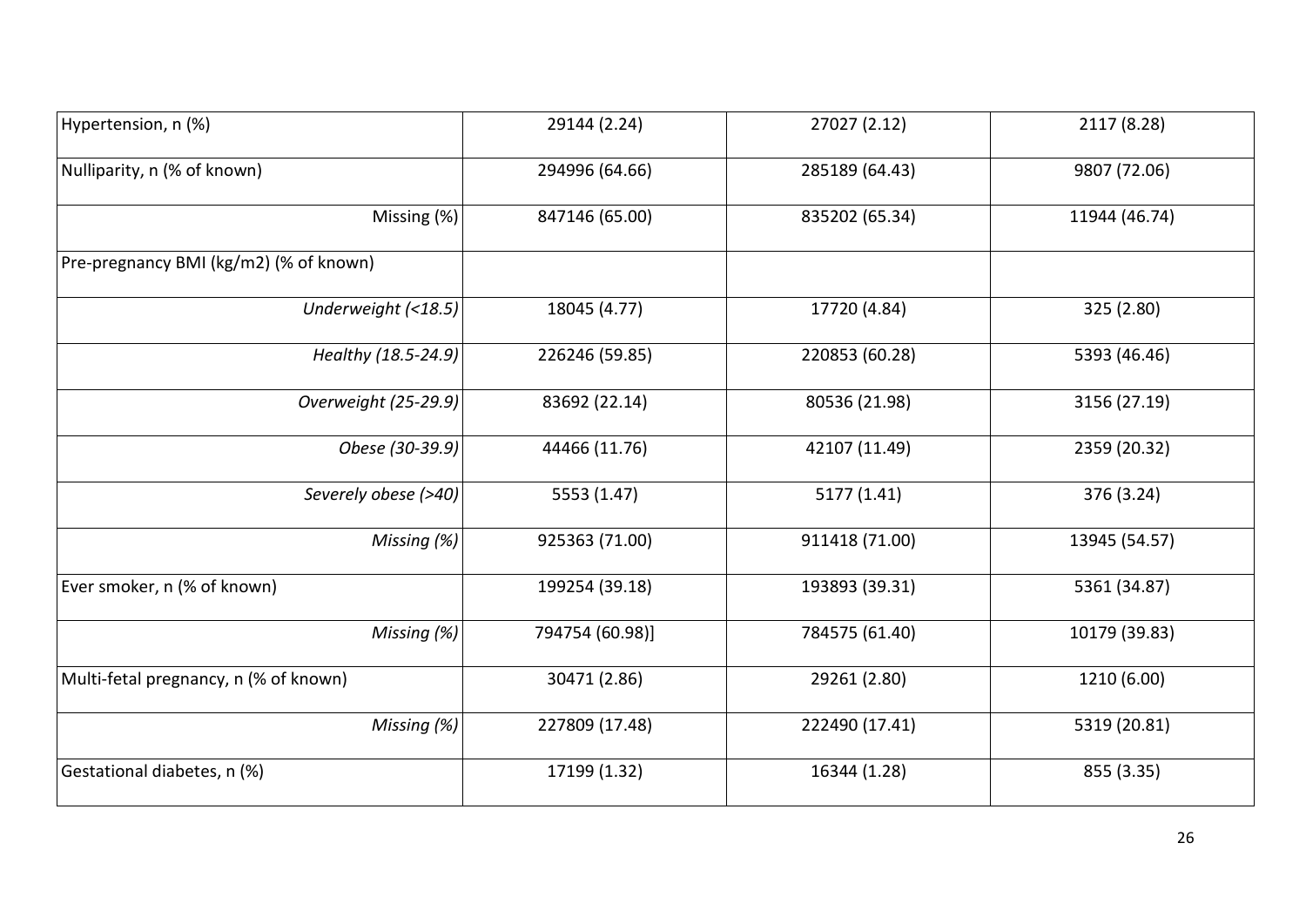| | | | |
|---|---|---|---|
| Hypertension, n (%) | 29144 (2.24) | 27027 (2.12) | 2117 (8.28) |
| Nulliparity, n (% of known) | 294996 (64.66) | 285189 (64.43) | 9807 (72.06) |
| Missing (%) | 847146 (65.00) | 835202 (65.34) | 11944 (46.74) |
| Pre-pregnancy BMI (kg/m2) (% of known) | | | |
| *Underweight (<18.5)* | 18045 (4.77) | 17720 (4.84) | 325 (2.80) |
| *Healthy (18.5-24.9)* | 226246 (59.85) | 220853 (60.28) | 5393 (46.46) |
| *Overweight (25-29.9)* | 83692 (22.14) | 80536 (21.98) | 3156 (27.19) |
| *Obese (30-39.9)* | 44466 (11.76) | 42107 (11.49) | 2359 (20.32) |
| *Severely obese (>40)* | 5553 (1.47) | 5177 (1.41) | 376 (3.24) |
| *Missing (%)* | 925363 (71.00) | 911418 (71.00) | 13945 (54.57) |
| Ever smoker, n (% of known) | 199254 (39.18) | 193893 (39.31) | 5361 (34.87) |
| *Missing (%)* | 794754 (60.98)] | 784575 (61.40) | 10179 (39.83) |
| Multi-fetal pregnancy, n (% of known) | 30471 (2.86) | 29261 (2.80) | 1210 (6.00) |
| *Missing (%)* | 227809 (17.48) | 222490 (17.41) | 5319 (20.81) |
| Gestational diabetes, n (%) | 17199 (1.32) | 16344 (1.28) | 855 (3.35) |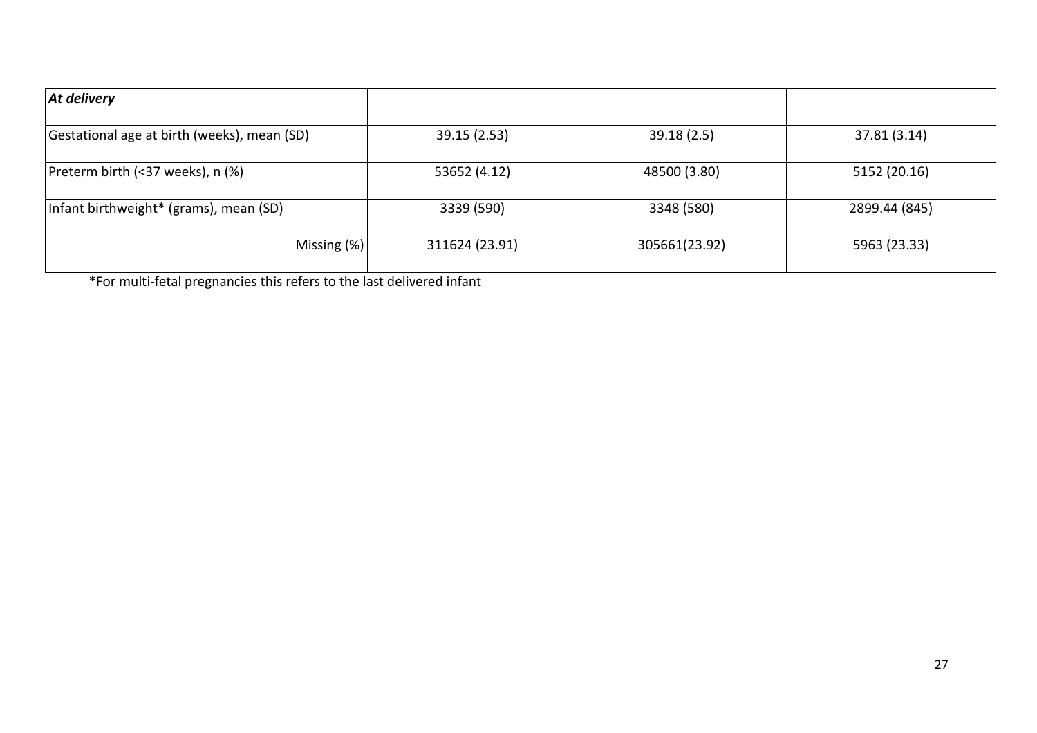| | | | |
|---|---|---|---|
| ***At delivery*** | | | |
| Gestational age at birth (weeks), mean (SD) | 39.15 (2.53) | 39.18 (2.5) | 37.81 (3.14) |
| Preterm birth (<37 weeks), n (%) | 53652 (4.12) | 48500 (3.80) | 5152 (20.16) |
| Infant birthweight* (grams), mean (SD) | 3339 (590) | 3348 (580) | 2899.44 (845) |
| Missing (%) | 311624 (23.91) | 305661(23.92) | 5963 (23.33) |

*For multi-fetal pregnancies this refers to the last delivered infant